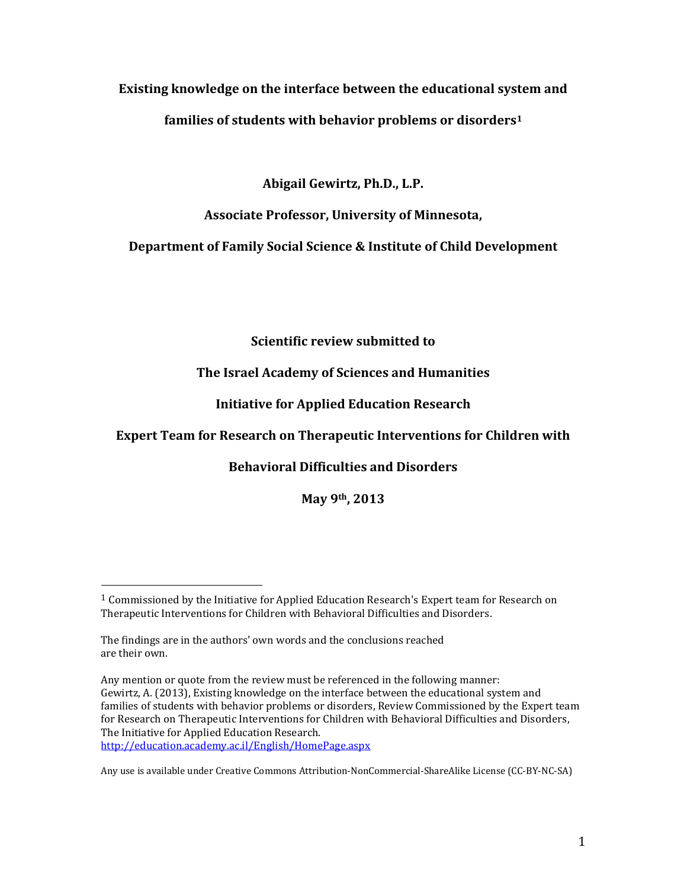# Existing knowledge on the interface between the educational system and families of students with behavior problems or disorders[1]

**Abigail Gewirtz, Ph.D., L.P.**

**Associate Professor, University of Minnesota,**

**Department of Family Social Science & Institute of Child Development**

**Scientific review submitted to**

**The Israel Academy of Sciences and Humanities**

**Initiative for Applied Education Research**

**Expert Team for Research on Therapeutic Interventions for Children with Behavioral Difficulties and Disorders**

**May 9th, 2013**

---

[1] Commissioned by the Initiative for Applied Education Research's Expert team for Research on Therapeutic Interventions for Children with Behavioral Difficulties and Disorders.

The findings are in the authors' own words and the conclusions reached are their own.

Any mention or quote from the review must be referenced in the following manner:
Gewirtz, A. (2013), Existing knowledge on the interface between the educational system and families of students with behavior problems or disorders, Review Commissioned by the Expert team for Research on Therapeutic Interventions for Children with Behavioral Difficulties and Disorders, The Initiative for Applied Education Research.
http://education.academy.ac.il/English/HomePage.aspx

Any use is available under Creative Commons Attribution-NonCommercial-ShareAlike License (CC-BY-NC-SA)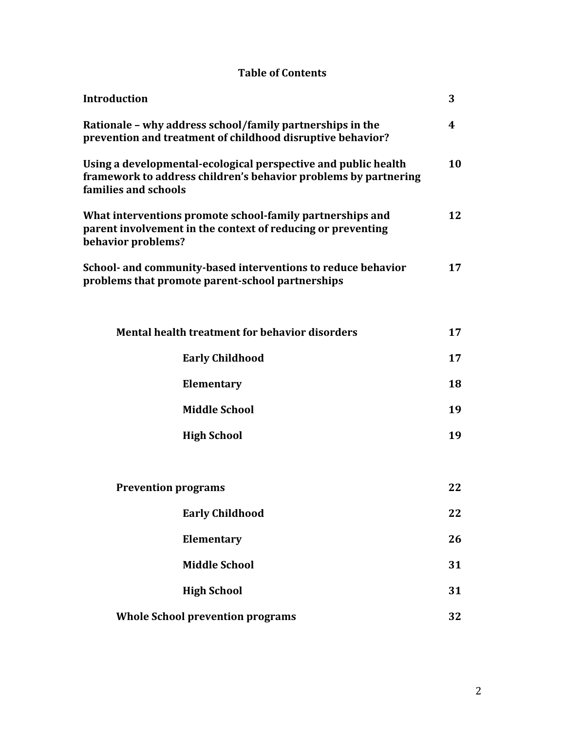# Table of Contents

| | |
|---|---|
| **Introduction** | **3** |
| **Rationale – why address school/family partnerships in the prevention and treatment of childhood disruptive behavior?** | **4** |
| **Using a developmental-ecological perspective and public health framework to address children's behavior problems by partnering families and schools** | **10** |
| **What interventions promote school-family partnerships and parent involvement in the context of reducing or preventing behavior problems?** | **12** |
| **School- and community-based interventions to reduce behavior problems that promote parent-school partnerships** | **17** |
| **Mental health treatment for behavior disorders** | **17** |
| **Early Childhood** | **17** |
| **Elementary** | **18** |
| **Middle School** | **19** |
| **High School** | **19** |
| **Prevention programs** | **22** |
| **Early Childhood** | **22** |
| **Elementary** | **26** |
| **Middle School** | **31** |
| **High School** | **31** |
| **Whole School prevention programs** | **32** |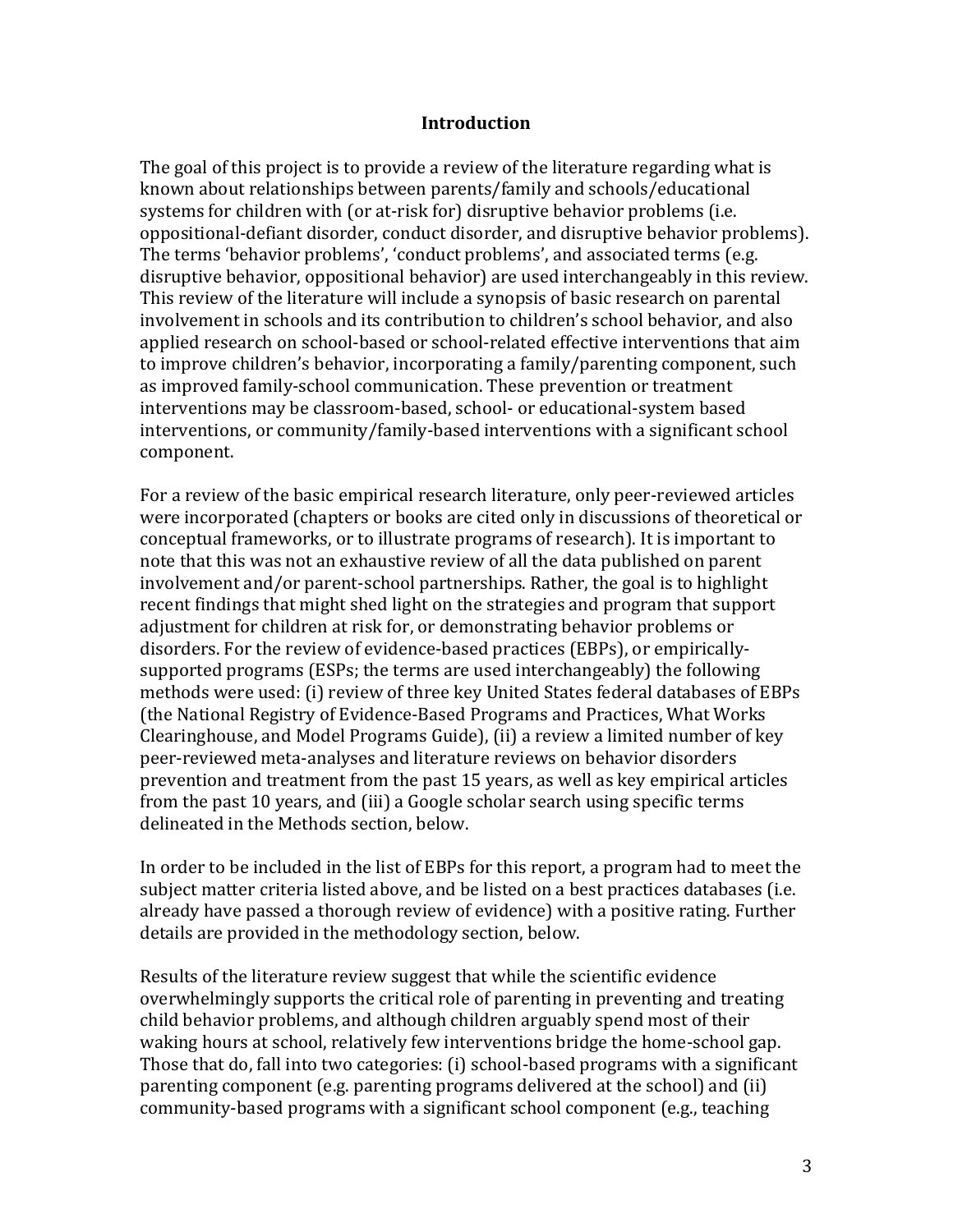## Introduction

The goal of this project is to provide a review of the literature regarding what is known about relationships between parents/family and schools/educational systems for children with (or at-risk for) disruptive behavior problems (i.e. oppositional-defiant disorder, conduct disorder, and disruptive behavior problems). The terms 'behavior problems', 'conduct problems', and associated terms (e.g. disruptive behavior, oppositional behavior) are used interchangeably in this review. This review of the literature will include a synopsis of basic research on parental involvement in schools and its contribution to children's school behavior, and also applied research on school-based or school-related effective interventions that aim to improve children's behavior, incorporating a family/parenting component, such as improved family-school communication. These prevention or treatment interventions may be classroom-based, school- or educational-system based interventions, or community/family-based interventions with a significant school component.

For a review of the basic empirical research literature, only peer-reviewed articles were incorporated (chapters or books are cited only in discussions of theoretical or conceptual frameworks, or to illustrate programs of research). It is important to note that this was not an exhaustive review of all the data published on parent involvement and/or parent-school partnerships. Rather, the goal is to highlight recent findings that might shed light on the strategies and program that support adjustment for children at risk for, or demonstrating behavior problems or disorders. For the review of evidence-based practices (EBPs), or empirically-supported programs (ESPs; the terms are used interchangeably) the following methods were used: (i) review of three key United States federal databases of EBPs (the National Registry of Evidence-Based Programs and Practices, What Works Clearinghouse, and Model Programs Guide), (ii) a review a limited number of key peer-reviewed meta-analyses and literature reviews on behavior disorders prevention and treatment from the past 15 years, as well as key empirical articles from the past 10 years, and (iii) a Google scholar search using specific terms delineated in the Methods section, below.

In order to be included in the list of EBPs for this report, a program had to meet the subject matter criteria listed above, and be listed on a best practices databases (i.e. already have passed a thorough review of evidence) with a positive rating. Further details are provided in the methodology section, below.

Results of the literature review suggest that while the scientific evidence overwhelmingly supports the critical role of parenting in preventing and treating child behavior problems, and although children arguably spend most of their waking hours at school, relatively few interventions bridge the home-school gap. Those that do, fall into two categories: (i) school-based programs with a significant parenting component (e.g. parenting programs delivered at the school) and (ii) community-based programs with a significant school component (e.g., teaching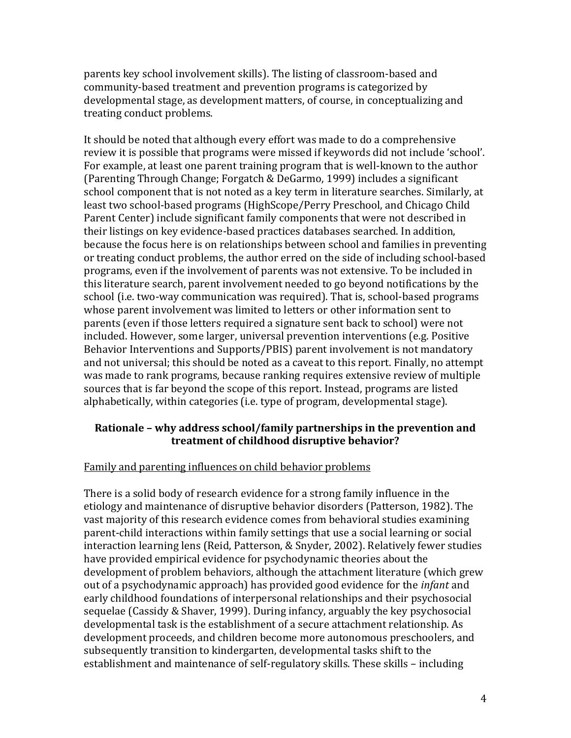parents key school involvement skills). The listing of classroom-based and community-based treatment and prevention programs is categorized by developmental stage, as development matters, of course, in conceptualizing and treating conduct problems.

It should be noted that although every effort was made to do a comprehensive review it is possible that programs were missed if keywords did not include 'school'. For example, at least one parent training program that is well-known to the author (Parenting Through Change; Forgatch & DeGarmo, 1999) includes a significant school component that is not noted as a key term in literature searches. Similarly, at least two school-based programs (HighScope/Perry Preschool, and Chicago Child Parent Center) include significant family components that were not described in their listings on key evidence-based practices databases searched. In addition, because the focus here is on relationships between school and families in preventing or treating conduct problems, the author erred on the side of including school-based programs, even if the involvement of parents was not extensive. To be included in this literature search, parent involvement needed to go beyond notifications by the school (i.e. two-way communication was required). That is, school-based programs whose parent involvement was limited to letters or other information sent to parents (even if those letters required a signature sent back to school) were not included. However, some larger, universal prevention interventions (e.g. Positive Behavior Interventions and Supports/PBIS) parent involvement is not mandatory and not universal; this should be noted as a caveat to this report. Finally, no attempt was made to rank programs, because ranking requires extensive review of multiple sources that is far beyond the scope of this report. Instead, programs are listed alphabetically, within categories (i.e. type of program, developmental stage).

## Rationale – why address school/family partnerships in the prevention and treatment of childhood disruptive behavior?

### Family and parenting influences on child behavior problems

There is a solid body of research evidence for a strong family influence in the etiology and maintenance of disruptive behavior disorders (Patterson, 1982). The vast majority of this research evidence comes from behavioral studies examining parent-child interactions within family settings that use a social learning or social interaction learning lens (Reid, Patterson, & Snyder, 2002). Relatively fewer studies have provided empirical evidence for psychodynamic theories about the development of problem behaviors, although the attachment literature (which grew out of a psychodynamic approach) has provided good evidence for the *infant* and early childhood foundations of interpersonal relationships and their psychosocial sequelae (Cassidy & Shaver, 1999). During infancy, arguably the key psychosocial developmental task is the establishment of a secure attachment relationship. As development proceeds, and children become more autonomous preschoolers, and subsequently transition to kindergarten, developmental tasks shift to the establishment and maintenance of self-regulatory skills. These skills – including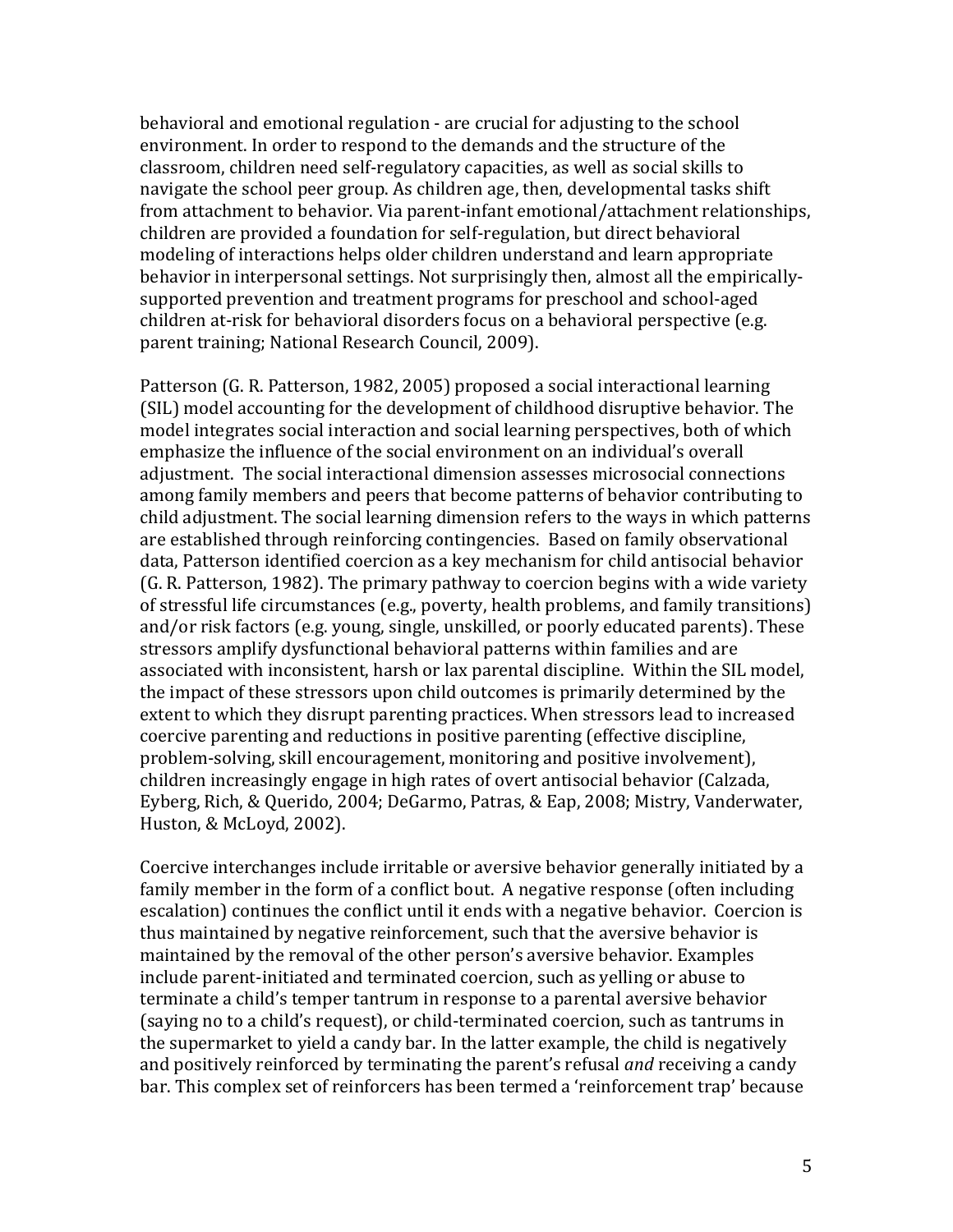behavioral and emotional regulation - are crucial for adjusting to the school environment. In order to respond to the demands and the structure of the classroom, children need self-regulatory capacities, as well as social skills to navigate the school peer group. As children age, then, developmental tasks shift from attachment to behavior. Via parent-infant emotional/attachment relationships, children are provided a foundation for self-regulation, but direct behavioral modeling of interactions helps older children understand and learn appropriate behavior in interpersonal settings. Not surprisingly then, almost all the empirically-supported prevention and treatment programs for preschool and school-aged children at-risk for behavioral disorders focus on a behavioral perspective (e.g. parent training; National Research Council, 2009).

Patterson (G. R. Patterson, 1982, 2005) proposed a social interactional learning (SIL) model accounting for the development of childhood disruptive behavior. The model integrates social interaction and social learning perspectives, both of which emphasize the influence of the social environment on an individual's overall adjustment. The social interactional dimension assesses microsocial connections among family members and peers that become patterns of behavior contributing to child adjustment. The social learning dimension refers to the ways in which patterns are established through reinforcing contingencies. Based on family observational data, Patterson identified coercion as a key mechanism for child antisocial behavior (G. R. Patterson, 1982). The primary pathway to coercion begins with a wide variety of stressful life circumstances (e.g., poverty, health problems, and family transitions) and/or risk factors (e.g. young, single, unskilled, or poorly educated parents). These stressors amplify dysfunctional behavioral patterns within families and are associated with inconsistent, harsh or lax parental discipline. Within the SIL model, the impact of these stressors upon child outcomes is primarily determined by the extent to which they disrupt parenting practices. When stressors lead to increased coercive parenting and reductions in positive parenting (effective discipline, problem-solving, skill encouragement, monitoring and positive involvement), children increasingly engage in high rates of overt antisocial behavior (Calzada, Eyberg, Rich, & Querido, 2004; DeGarmo, Patras, & Eap, 2008; Mistry, Vanderwater, Huston, & McLoyd, 2002).

Coercive interchanges include irritable or aversive behavior generally initiated by a family member in the form of a conflict bout. A negative response (often including escalation) continues the conflict until it ends with a negative behavior. Coercion is thus maintained by negative reinforcement, such that the aversive behavior is maintained by the removal of the other person's aversive behavior. Examples include parent-initiated and terminated coercion, such as yelling or abuse to terminate a child's temper tantrum in response to a parental aversive behavior (saying no to a child's request), or child-terminated coercion, such as tantrums in the supermarket to yield a candy bar. In the latter example, the child is negatively and positively reinforced by terminating the parent's refusal *and* receiving a candy bar. This complex set of reinforcers has been termed a 'reinforcement trap' because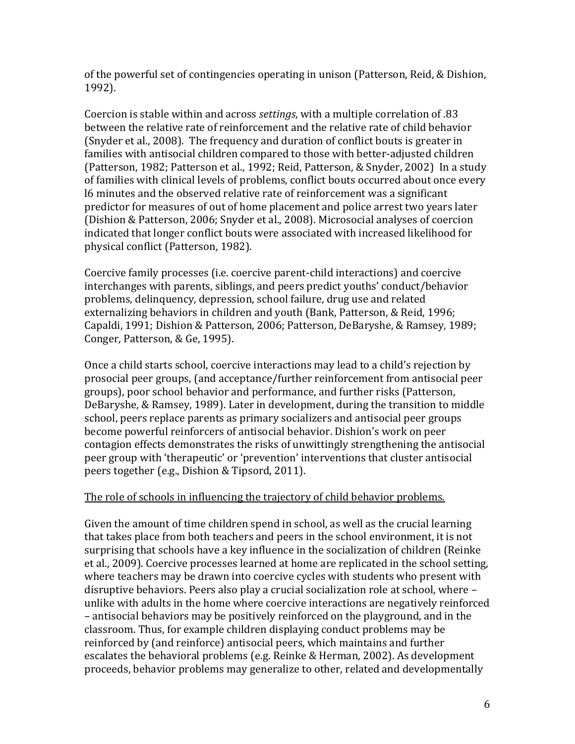of the powerful set of contingencies operating in unison (Patterson, Reid, & Dishion, 1992).

Coercion is stable within and across *settings*, with a multiple correlation of .83 between the relative rate of reinforcement and the relative rate of child behavior (Snyder et al., 2008). The frequency and duration of conflict bouts is greater in families with antisocial children compared to those with better-adjusted children (Patterson, 1982; Patterson et al., 1992; Reid, Patterson, & Snyder, 2002) In a study of families with clinical levels of problems, conflict bouts occurred about once every l6 minutes and the observed relative rate of reinforcement was a significant predictor for measures of out of home placement and police arrest two years later (Dishion & Patterson, 2006; Snyder et al., 2008). Microsocial analyses of coercion indicated that longer conflict bouts were associated with increased likelihood for physical conflict (Patterson, 1982).

Coercive family processes (i.e. coercive parent-child interactions) and coercive interchanges with parents, siblings, and peers predict youths' conduct/behavior problems, delinquency, depression, school failure, drug use and related externalizing behaviors in children and youth (Bank, Patterson, & Reid, 1996; Capaldi, 1991; Dishion & Patterson, 2006; Patterson, DeBaryshe, & Ramsey, 1989; Conger, Patterson, & Ge, 1995).

Once a child starts school, coercive interactions may lead to a child's rejection by prosocial peer groups, (and acceptance/further reinforcement from antisocial peer groups), poor school behavior and performance, and further risks (Patterson, DeBaryshe, & Ramsey, 1989). Later in development, during the transition to middle school, peers replace parents as primary socializers and antisocial peer groups become powerful reinforcers of antisocial behavior. Dishion's work on peer contagion effects demonstrates the risks of unwittingly strengthening the antisocial peer group with 'therapeutic' or 'prevention' interventions that cluster antisocial peers together (e.g., Dishion & Tipsord, 2011).

<u>The role of schools in influencing the trajectory of child behavior problems.</u>

Given the amount of time children spend in school, as well as the crucial learning that takes place from both teachers and peers in the school environment, it is not surprising that schools have a key influence in the socialization of children (Reinke et al., 2009). Coercive processes learned at home are replicated in the school setting, where teachers may be drawn into coercive cycles with students who present with disruptive behaviors. Peers also play a crucial socialization role at school, where – unlike with adults in the home where coercive interactions are negatively reinforced – antisocial behaviors may be positively reinforced on the playground, and in the classroom. Thus, for example children displaying conduct problems may be reinforced by (and reinforce) antisocial peers, which maintains and further escalates the behavioral problems (e.g. Reinke & Herman, 2002). As development proceeds, behavior problems may generalize to other, related and developmentally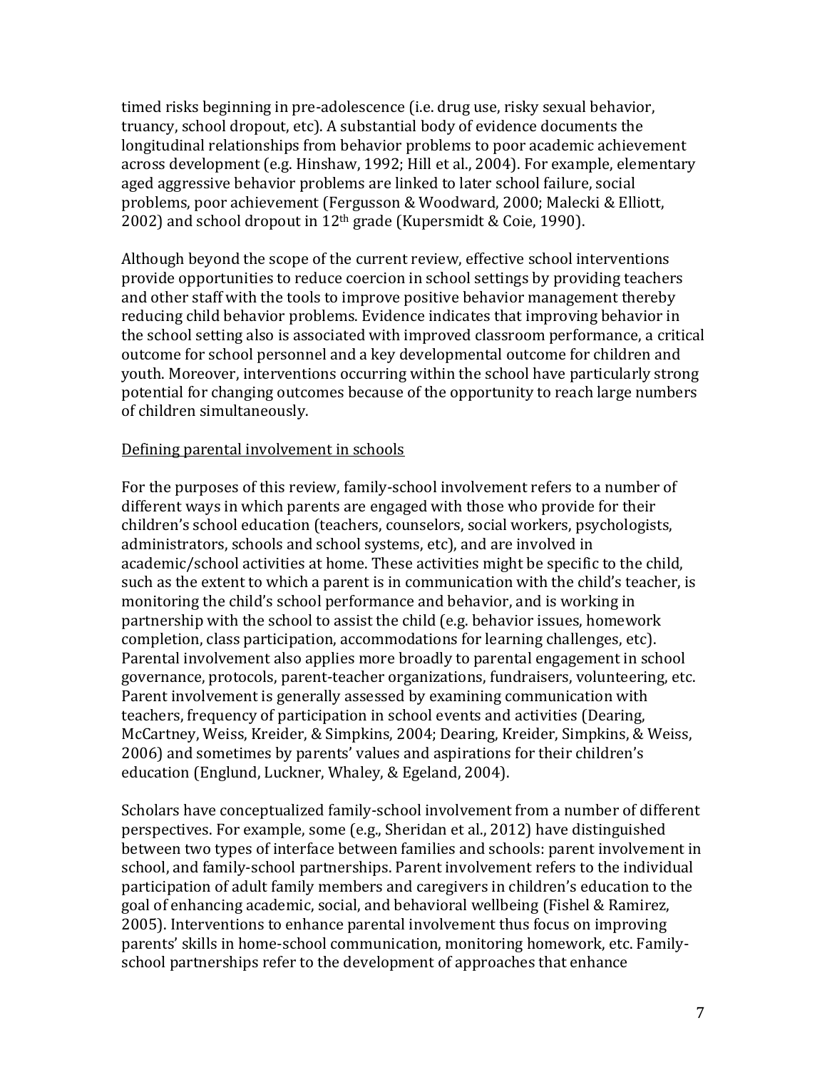timed risks beginning in pre-adolescence (i.e. drug use, risky sexual behavior, truancy, school dropout, etc). A substantial body of evidence documents the longitudinal relationships from behavior problems to poor academic achievement across development (e.g. Hinshaw, 1992; Hill et al., 2004). For example, elementary aged aggressive behavior problems are linked to later school failure, social problems, poor achievement (Fergusson & Woodward, 2000; Malecki & Elliott, 2002) and school dropout in 12th grade (Kupersmidt & Coie, 1990).

Although beyond the scope of the current review, effective school interventions provide opportunities to reduce coercion in school settings by providing teachers and other staff with the tools to improve positive behavior management thereby reducing child behavior problems. Evidence indicates that improving behavior in the school setting also is associated with improved classroom performance, a critical outcome for school personnel and a key developmental outcome for children and youth. Moreover, interventions occurring within the school have particularly strong potential for changing outcomes because of the opportunity to reach large numbers of children simultaneously.

### Defining parental involvement in schools

For the purposes of this review, family-school involvement refers to a number of different ways in which parents are engaged with those who provide for their children's school education (teachers, counselors, social workers, psychologists, administrators, schools and school systems, etc), and are involved in academic/school activities at home. These activities might be specific to the child, such as the extent to which a parent is in communication with the child's teacher, is monitoring the child's school performance and behavior, and is working in partnership with the school to assist the child (e.g. behavior issues, homework completion, class participation, accommodations for learning challenges, etc). Parental involvement also applies more broadly to parental engagement in school governance, protocols, parent-teacher organizations, fundraisers, volunteering, etc. Parent involvement is generally assessed by examining communication with teachers, frequency of participation in school events and activities (Dearing, McCartney, Weiss, Kreider, & Simpkins, 2004; Dearing, Kreider, Simpkins, & Weiss, 2006) and sometimes by parents' values and aspirations for their children's education (Englund, Luckner, Whaley, & Egeland, 2004).

Scholars have conceptualized family-school involvement from a number of different perspectives. For example, some (e.g., Sheridan et al., 2012) have distinguished between two types of interface between families and schools: parent involvement in school, and family-school partnerships. Parent involvement refers to the individual participation of adult family members and caregivers in children's education to the goal of enhancing academic, social, and behavioral wellbeing (Fishel & Ramirez, 2005). Interventions to enhance parental involvement thus focus on improving parents' skills in home-school communication, monitoring homework, etc. Family-school partnerships refer to the development of approaches that enhance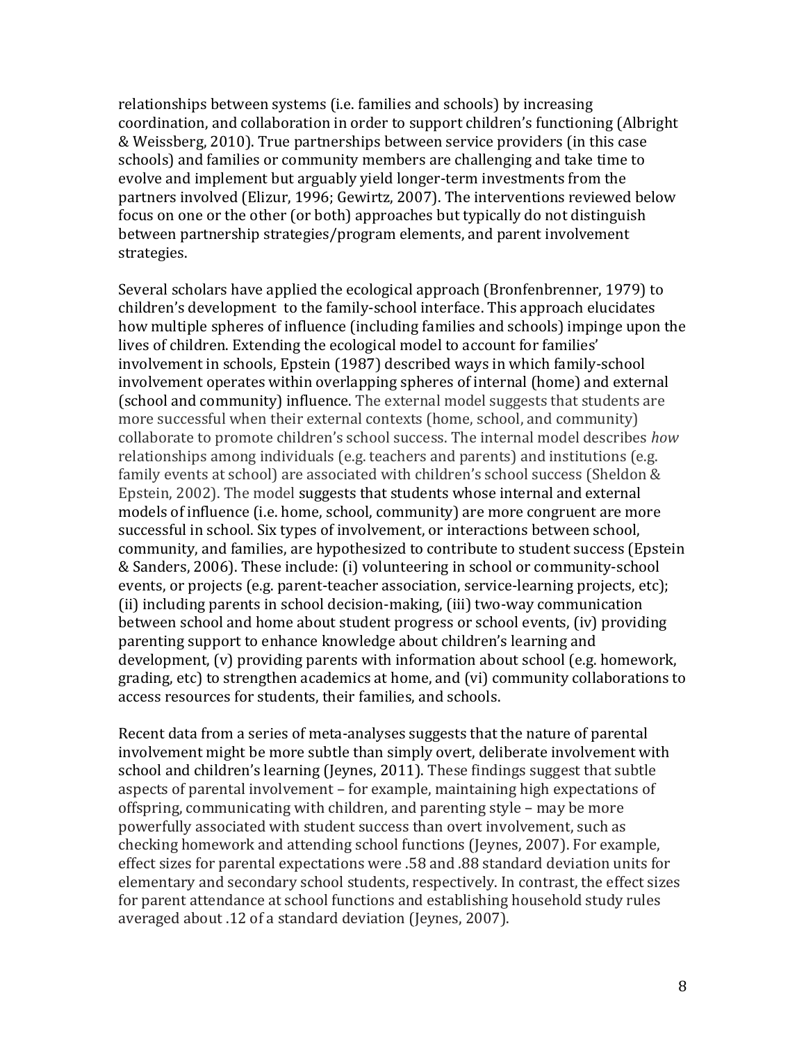relationships between systems (i.e. families and schools) by increasing coordination, and collaboration in order to support children's functioning (Albright & Weissberg, 2010). True partnerships between service providers (in this case schools) and families or community members are challenging and take time to evolve and implement but arguably yield longer-term investments from the partners involved (Elizur, 1996; Gewirtz, 2007). The interventions reviewed below focus on one or the other (or both) approaches but typically do not distinguish between partnership strategies/program elements, and parent involvement strategies.

Several scholars have applied the ecological approach (Bronfenbrenner, 1979) to children's development to the family-school interface. This approach elucidates how multiple spheres of influence (including families and schools) impinge upon the lives of children. Extending the ecological model to account for families' involvement in schools, Epstein (1987) described ways in which family-school involvement operates within overlapping spheres of internal (home) and external (school and community) influence. The external model suggests that students are more successful when their external contexts (home, school, and community) collaborate to promote children's school success. The internal model describes *how* relationships among individuals (e.g. teachers and parents) and institutions (e.g. family events at school) are associated with children's school success (Sheldon & Epstein, 2002). The model suggests that students whose internal and external models of influence (i.e. home, school, community) are more congruent are more successful in school. Six types of involvement, or interactions between school, community, and families, are hypothesized to contribute to student success (Epstein & Sanders, 2006). These include: (i) volunteering in school or community-school events, or projects (e.g. parent-teacher association, service-learning projects, etc); (ii) including parents in school decision-making, (iii) two-way communication between school and home about student progress or school events, (iv) providing parenting support to enhance knowledge about children's learning and development, (v) providing parents with information about school (e.g. homework, grading, etc) to strengthen academics at home, and (vi) community collaborations to access resources for students, their families, and schools.

Recent data from a series of meta-analyses suggests that the nature of parental involvement might be more subtle than simply overt, deliberate involvement with school and children's learning (Jeynes, 2011). These findings suggest that subtle aspects of parental involvement – for example, maintaining high expectations of offspring, communicating with children, and parenting style – may be more powerfully associated with student success than overt involvement, such as checking homework and attending school functions (Jeynes, 2007). For example, effect sizes for parental expectations were .58 and .88 standard deviation units for elementary and secondary school students, respectively. In contrast, the effect sizes for parent attendance at school functions and establishing household study rules averaged about .12 of a standard deviation (Jeynes, 2007).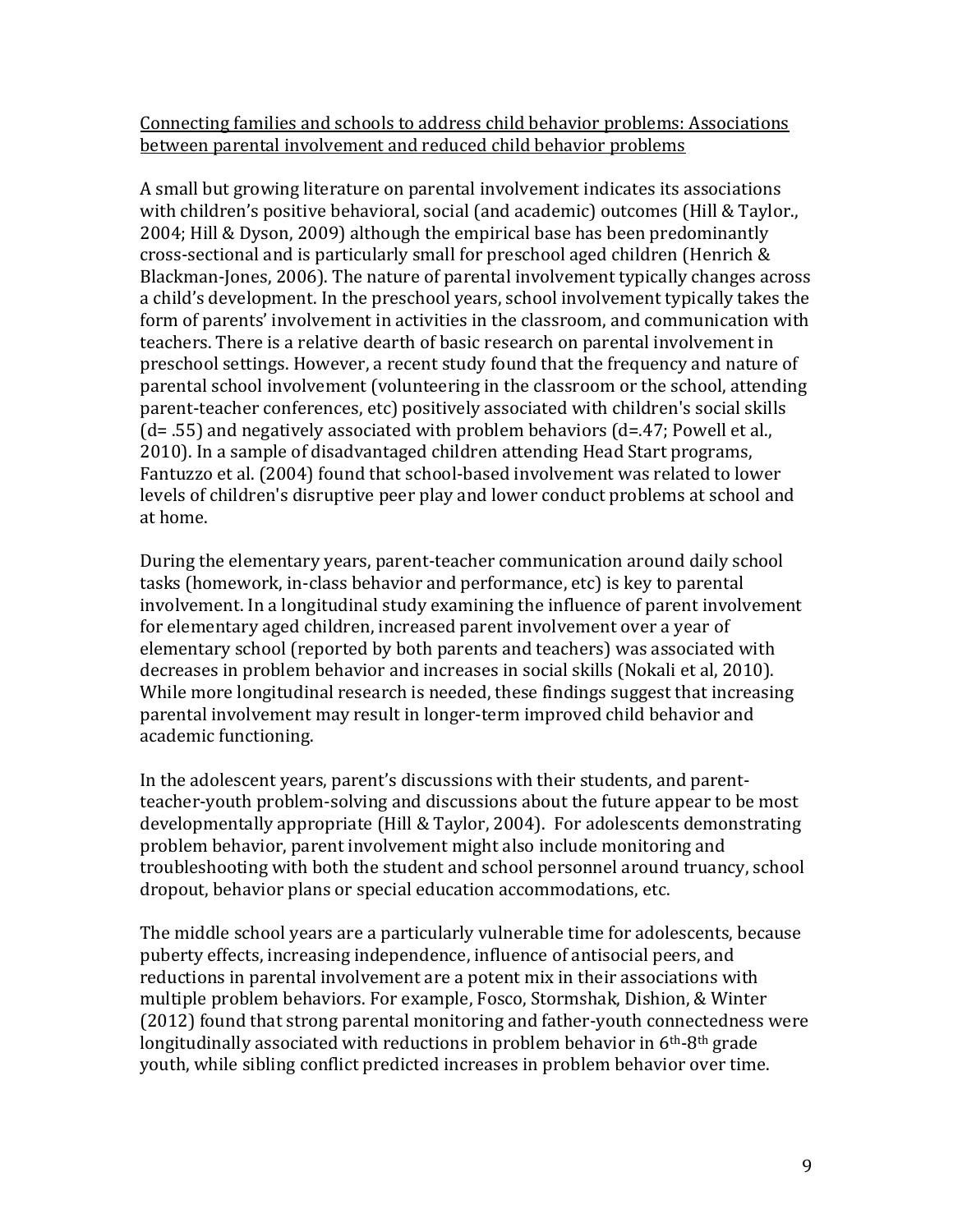Connecting families and schools to address child behavior problems: Associations between parental involvement and reduced child behavior problems

A small but growing literature on parental involvement indicates its associations with children's positive behavioral, social (and academic) outcomes (Hill & Taylor., 2004; Hill & Dyson, 2009) although the empirical base has been predominantly cross-sectional and is particularly small for preschool aged children (Henrich & Blackman-Jones, 2006). The nature of parental involvement typically changes across a child's development. In the preschool years, school involvement typically takes the form of parents' involvement in activities in the classroom, and communication with teachers. There is a relative dearth of basic research on parental involvement in preschool settings. However, a recent study found that the frequency and nature of parental school involvement (volunteering in the classroom or the school, attending parent-teacher conferences, etc) positively associated with children's social skills (d= .55) and negatively associated with problem behaviors (d=.47; Powell et al., 2010). In a sample of disadvantaged children attending Head Start programs, Fantuzzo et al. (2004) found that school-based involvement was related to lower levels of children's disruptive peer play and lower conduct problems at school and at home.

During the elementary years, parent-teacher communication around daily school tasks (homework, in-class behavior and performance, etc) is key to parental involvement. In a longitudinal study examining the influence of parent involvement for elementary aged children, increased parent involvement over a year of elementary school (reported by both parents and teachers) was associated with decreases in problem behavior and increases in social skills (Nokali et al, 2010). While more longitudinal research is needed, these findings suggest that increasing parental involvement may result in longer-term improved child behavior and academic functioning.

In the adolescent years, parent's discussions with their students, and parent-teacher-youth problem-solving and discussions about the future appear to be most developmentally appropriate (Hill & Taylor, 2004). For adolescents demonstrating problem behavior, parent involvement might also include monitoring and troubleshooting with both the student and school personnel around truancy, school dropout, behavior plans or special education accommodations, etc.

The middle school years are a particularly vulnerable time for adolescents, because puberty effects, increasing independence, influence of antisocial peers, and reductions in parental involvement are a potent mix in their associations with multiple problem behaviors. For example, Fosco, Stormshak, Dishion, & Winter (2012) found that strong parental monitoring and father-youth connectedness were longitudinally associated with reductions in problem behavior in 6th-8th grade youth, while sibling conflict predicted increases in problem behavior over time.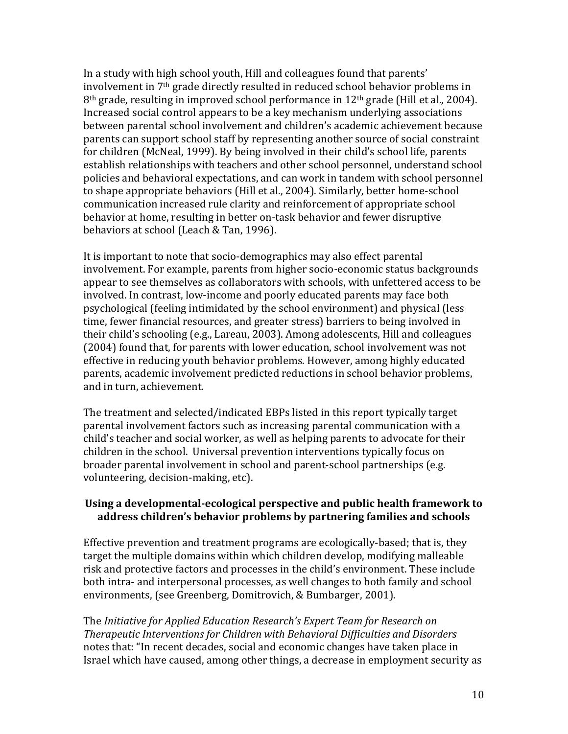In a study with high school youth, Hill and colleagues found that parents' involvement in 7th grade directly resulted in reduced school behavior problems in 8th grade, resulting in improved school performance in 12th grade (Hill et al., 2004). Increased social control appears to be a key mechanism underlying associations between parental school involvement and children's academic achievement because parents can support school staff by representing another source of social constraint for children (McNeal, 1999). By being involved in their child's school life, parents establish relationships with teachers and other school personnel, understand school policies and behavioral expectations, and can work in tandem with school personnel to shape appropriate behaviors (Hill et al., 2004). Similarly, better home-school communication increased rule clarity and reinforcement of appropriate school behavior at home, resulting in better on-task behavior and fewer disruptive behaviors at school (Leach & Tan, 1996).

It is important to note that socio-demographics may also effect parental involvement. For example, parents from higher socio-economic status backgrounds appear to see themselves as collaborators with schools, with unfettered access to be involved. In contrast, low-income and poorly educated parents may face both psychological (feeling intimidated by the school environment) and physical (less time, fewer financial resources, and greater stress) barriers to being involved in their child's schooling (e.g., Lareau, 2003). Among adolescents, Hill and colleagues (2004) found that, for parents with lower education, school involvement was not effective in reducing youth behavior problems. However, among highly educated parents, academic involvement predicted reductions in school behavior problems, and in turn, achievement.

The treatment and selected/indicated EBPs listed in this report typically target parental involvement factors such as increasing parental communication with a child's teacher and social worker, as well as helping parents to advocate for their children in the school. Universal prevention interventions typically focus on broader parental involvement in school and parent-school partnerships (e.g. volunteering, decision-making, etc).

**Using a developmental-ecological perspective and public health framework to address children's behavior problems by partnering families and schools**

Effective prevention and treatment programs are ecologically-based; that is, they target the multiple domains within which children develop, modifying malleable risk and protective factors and processes in the child's environment. These include both intra- and interpersonal processes, as well changes to both family and school environments, (see Greenberg, Domitrovich, & Bumbarger, 2001).

The *Initiative for Applied Education Research's Expert Team for Research on Therapeutic Interventions for Children with Behavioral Difficulties and Disorders* notes that: "In recent decades, social and economic changes have taken place in Israel which have caused, among other things, a decrease in employment security as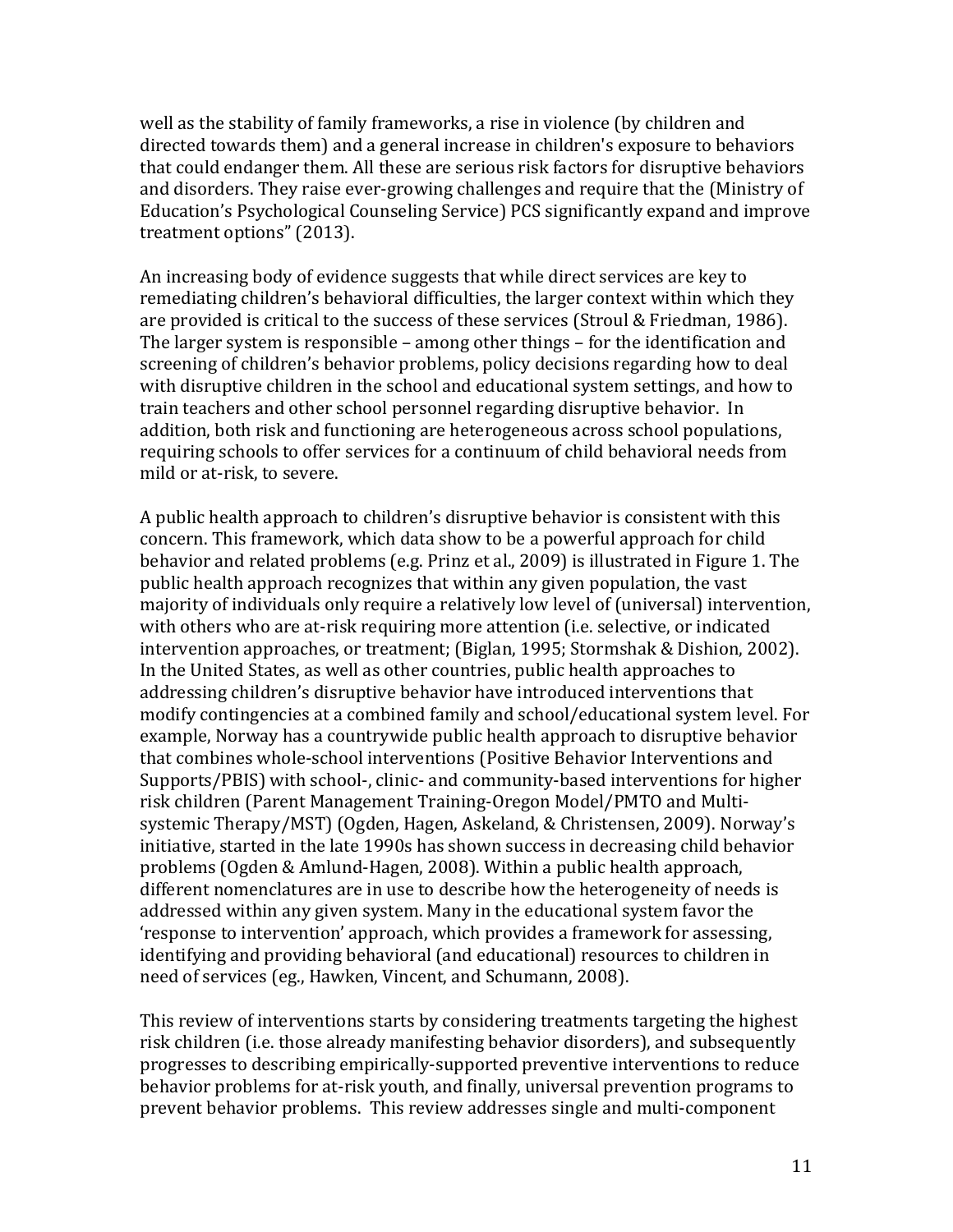well as the stability of family frameworks, a rise in violence (by children and directed towards them) and a general increase in children's exposure to behaviors that could endanger them. All these are serious risk factors for disruptive behaviors and disorders. They raise ever-growing challenges and require that the (Ministry of Education's Psychological Counseling Service) PCS significantly expand and improve treatment options" (2013).

An increasing body of evidence suggests that while direct services are key to remediating children's behavioral difficulties, the larger context within which they are provided is critical to the success of these services (Stroul & Friedman, 1986). The larger system is responsible – among other things – for the identification and screening of children's behavior problems, policy decisions regarding how to deal with disruptive children in the school and educational system settings, and how to train teachers and other school personnel regarding disruptive behavior. In addition, both risk and functioning are heterogeneous across school populations, requiring schools to offer services for a continuum of child behavioral needs from mild or at-risk, to severe.

A public health approach to children's disruptive behavior is consistent with this concern. This framework, which data show to be a powerful approach for child behavior and related problems (e.g. Prinz et al., 2009) is illustrated in Figure 1. The public health approach recognizes that within any given population, the vast majority of individuals only require a relatively low level of (universal) intervention, with others who are at-risk requiring more attention (i.e. selective, or indicated intervention approaches, or treatment; (Biglan, 1995; Stormshak & Dishion, 2002). In the United States, as well as other countries, public health approaches to addressing children's disruptive behavior have introduced interventions that modify contingencies at a combined family and school/educational system level. For example, Norway has a countrywide public health approach to disruptive behavior that combines whole-school interventions (Positive Behavior Interventions and Supports/PBIS) with school-, clinic- and community-based interventions for higher risk children (Parent Management Training-Oregon Model/PMTO and Multi-systemic Therapy/MST) (Ogden, Hagen, Askeland, & Christensen, 2009). Norway's initiative, started in the late 1990s has shown success in decreasing child behavior problems (Ogden & Amlund-Hagen, 2008). Within a public health approach, different nomenclatures are in use to describe how the heterogeneity of needs is addressed within any given system. Many in the educational system favor the 'response to intervention' approach, which provides a framework for assessing, identifying and providing behavioral (and educational) resources to children in need of services (eg., Hawken, Vincent, and Schumann, 2008).

This review of interventions starts by considering treatments targeting the highest risk children (i.e. those already manifesting behavior disorders), and subsequently progresses to describing empirically-supported preventive interventions to reduce behavior problems for at-risk youth, and finally, universal prevention programs to prevent behavior problems. This review addresses single and multi-component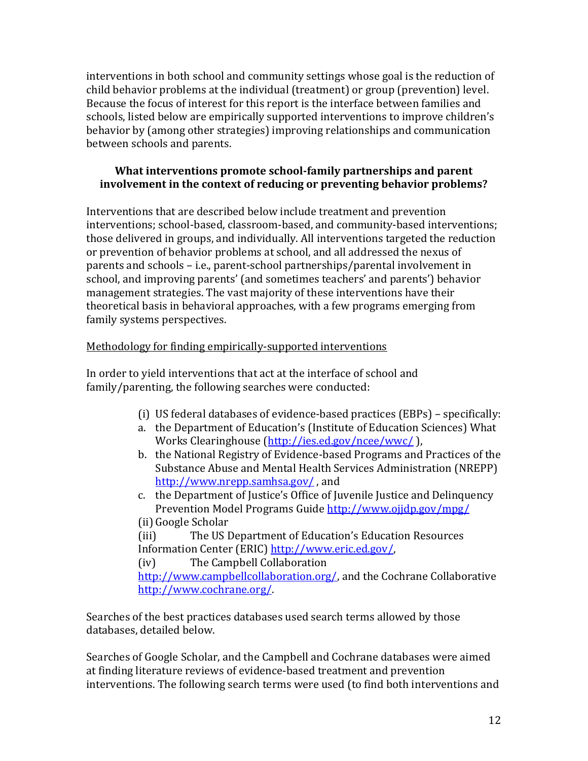interventions in both school and community settings whose goal is the reduction of child behavior problems at the individual (treatment) or group (prevention) level. Because the focus of interest for this report is the interface between families and schools, listed below are empirically supported interventions to improve children's behavior by (among other strategies) improving relationships and communication between schools and parents.

**What interventions promote school-family partnerships and parent involvement in the context of reducing or preventing behavior problems?**

Interventions that are described below include treatment and prevention interventions; school-based, classroom-based, and community-based interventions; those delivered in groups, and individually. All interventions targeted the reduction or prevention of behavior problems at school, and all addressed the nexus of parents and schools – i.e., parent-school partnerships/parental involvement in school, and improving parents' (and sometimes teachers' and parents') behavior management strategies. The vast majority of these interventions have their theoretical basis in behavioral approaches, with a few programs emerging from family systems perspectives.

Methodology for finding empirically-supported interventions

In order to yield interventions that act at the interface of school and family/parenting, the following searches were conducted:

(i) US federal databases of evidence-based practices (EBPs) – specifically:
  a. the Department of Education's (Institute of Education Sciences) What Works Clearinghouse (http://ies.ed.gov/ncee/wwc/ ),
  b. the National Registry of Evidence-based Programs and Practices of the Substance Abuse and Mental Health Services Administration (NREPP) http://www.nrepp.samhsa.gov/ , and
  c. the Department of Justice's Office of Juvenile Justice and Delinquency Prevention Model Programs Guide http://www.ojjdp.gov/mpg/

(ii) Google Scholar

(iii) The US Department of Education's Education Resources Information Center (ERIC) http://www.eric.ed.gov/,

(iv) The Campbell Collaboration http://www.campbellcollaboration.org/, and the Cochrane Collaborative http://www.cochrane.org/.

Searches of the best practices databases used search terms allowed by those databases, detailed below.

Searches of Google Scholar, and the Campbell and Cochrane databases were aimed at finding literature reviews of evidence-based treatment and prevention interventions. The following search terms were used (to find both interventions and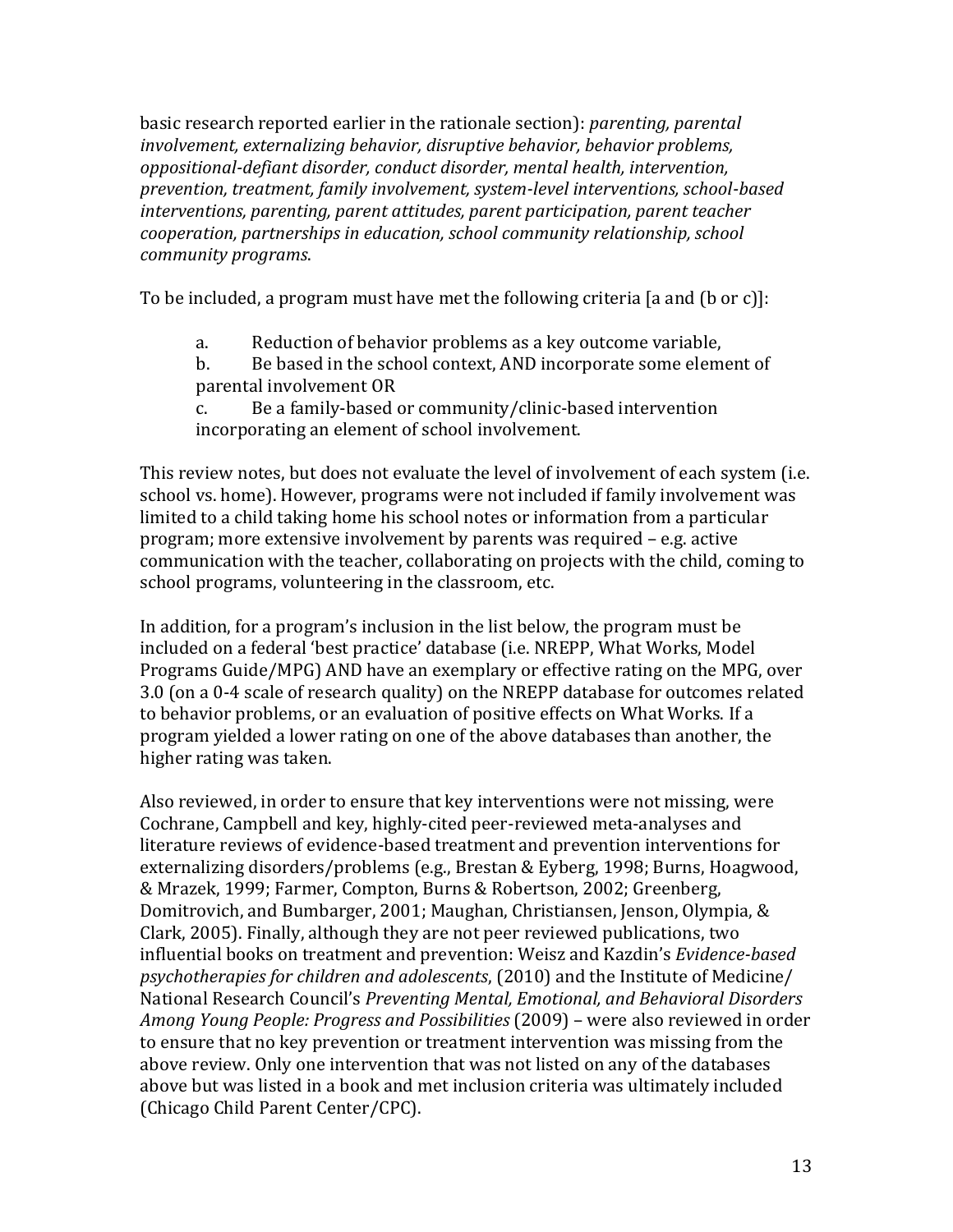basic research reported earlier in the rationale section): *parenting, parental involvement, externalizing behavior, disruptive behavior, behavior problems, oppositional-defiant disorder, conduct disorder, mental health, intervention, prevention, treatment, family involvement, system-level interventions, school-based interventions, parenting, parent attitudes, parent participation, parent teacher cooperation, partnerships in education, school community relationship, school community programs*.

To be included, a program must have met the following criteria [a and (b or c)]:

a. Reduction of behavior problems as a key outcome variable,
b. Be based in the school context, AND incorporate some element of parental involvement OR
c. Be a family-based or community/clinic-based intervention incorporating an element of school involvement.

This review notes, but does not evaluate the level of involvement of each system (i.e. school vs. home). However, programs were not included if family involvement was limited to a child taking home his school notes or information from a particular program; more extensive involvement by parents was required – e.g. active communication with the teacher, collaborating on projects with the child, coming to school programs, volunteering in the classroom, etc.

In addition, for a program's inclusion in the list below, the program must be included on a federal 'best practice' database (i.e. NREPP, What Works, Model Programs Guide/MPG) AND have an exemplary or effective rating on the MPG, over 3.0 (on a 0-4 scale of research quality) on the NREPP database for outcomes related to behavior problems, or an evaluation of positive effects on What Works. If a program yielded a lower rating on one of the above databases than another, the higher rating was taken.

Also reviewed, in order to ensure that key interventions were not missing, were Cochrane, Campbell and key, highly-cited peer-reviewed meta-analyses and literature reviews of evidence-based treatment and prevention interventions for externalizing disorders/problems (e.g., Brestan & Eyberg, 1998; Burns, Hoagwood, & Mrazek, 1999; Farmer, Compton, Burns & Robertson, 2002; Greenberg, Domitrovich, and Bumbarger, 2001; Maughan, Christiansen, Jenson, Olympia, & Clark, 2005). Finally, although they are not peer reviewed publications, two influential books on treatment and prevention: Weisz and Kazdin's *Evidence-based psychotherapies for children and adolescents*, (2010) and the Institute of Medicine/ National Research Council's *Preventing Mental, Emotional, and Behavioral Disorders Among Young People: Progress and Possibilities* (2009) – were also reviewed in order to ensure that no key prevention or treatment intervention was missing from the above review. Only one intervention that was not listed on any of the databases above but was listed in a book and met inclusion criteria was ultimately included (Chicago Child Parent Center/CPC).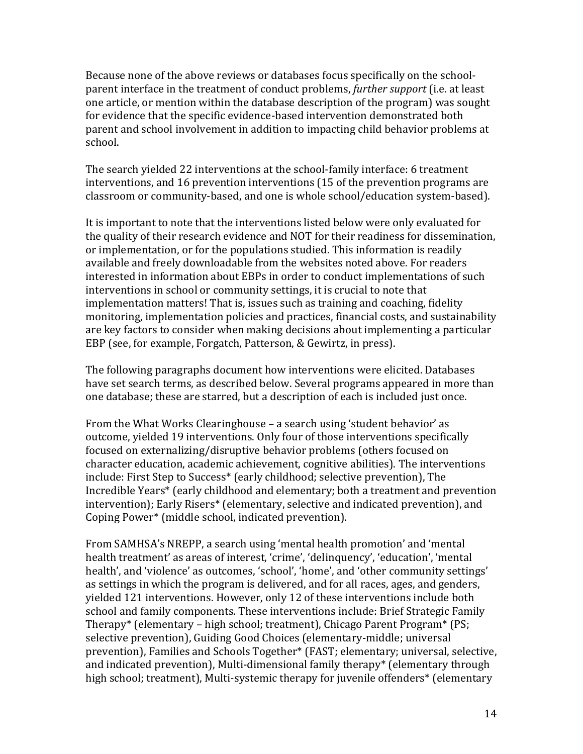Because none of the above reviews or databases focus specifically on the school-parent interface in the treatment of conduct problems, *further support* (i.e. at least one article, or mention within the database description of the program) was sought for evidence that the specific evidence-based intervention demonstrated both parent and school involvement in addition to impacting child behavior problems at school.

The search yielded 22 interventions at the school-family interface: 6 treatment interventions, and 16 prevention interventions (15 of the prevention programs are classroom or community-based, and one is whole school/education system-based).

It is important to note that the interventions listed below were only evaluated for the quality of their research evidence and NOT for their readiness for dissemination, or implementation, or for the populations studied. This information is readily available and freely downloadable from the websites noted above. For readers interested in information about EBPs in order to conduct implementations of such interventions in school or community settings, it is crucial to note that implementation matters! That is, issues such as training and coaching, fidelity monitoring, implementation policies and practices, financial costs, and sustainability are key factors to consider when making decisions about implementing a particular EBP (see, for example, Forgatch, Patterson, & Gewirtz, in press).

The following paragraphs document how interventions were elicited. Databases have set search terms, as described below. Several programs appeared in more than one database; these are starred, but a description of each is included just once.

From the What Works Clearinghouse – a search using 'student behavior' as outcome, yielded 19 interventions. Only four of those interventions specifically focused on externalizing/disruptive behavior problems (others focused on character education, academic achievement, cognitive abilities). The interventions include: First Step to Success* (early childhood; selective prevention), The Incredible Years* (early childhood and elementary; both a treatment and prevention intervention); Early Risers* (elementary, selective and indicated prevention), and Coping Power* (middle school, indicated prevention).

From SAMHSA's NREPP, a search using 'mental health promotion' and 'mental health treatment' as areas of interest, 'crime', 'delinquency', 'education', 'mental health', and 'violence' as outcomes, 'school', 'home', and 'other community settings' as settings in which the program is delivered, and for all races, ages, and genders, yielded 121 interventions. However, only 12 of these interventions include both school and family components. These interventions include: Brief Strategic Family Therapy* (elementary – high school; treatment), Chicago Parent Program* (PS; selective prevention), Guiding Good Choices (elementary-middle; universal prevention), Families and Schools Together* (FAST; elementary; universal, selective, and indicated prevention), Multi-dimensional family therapy* (elementary through high school; treatment), Multi-systemic therapy for juvenile offenders* (elementary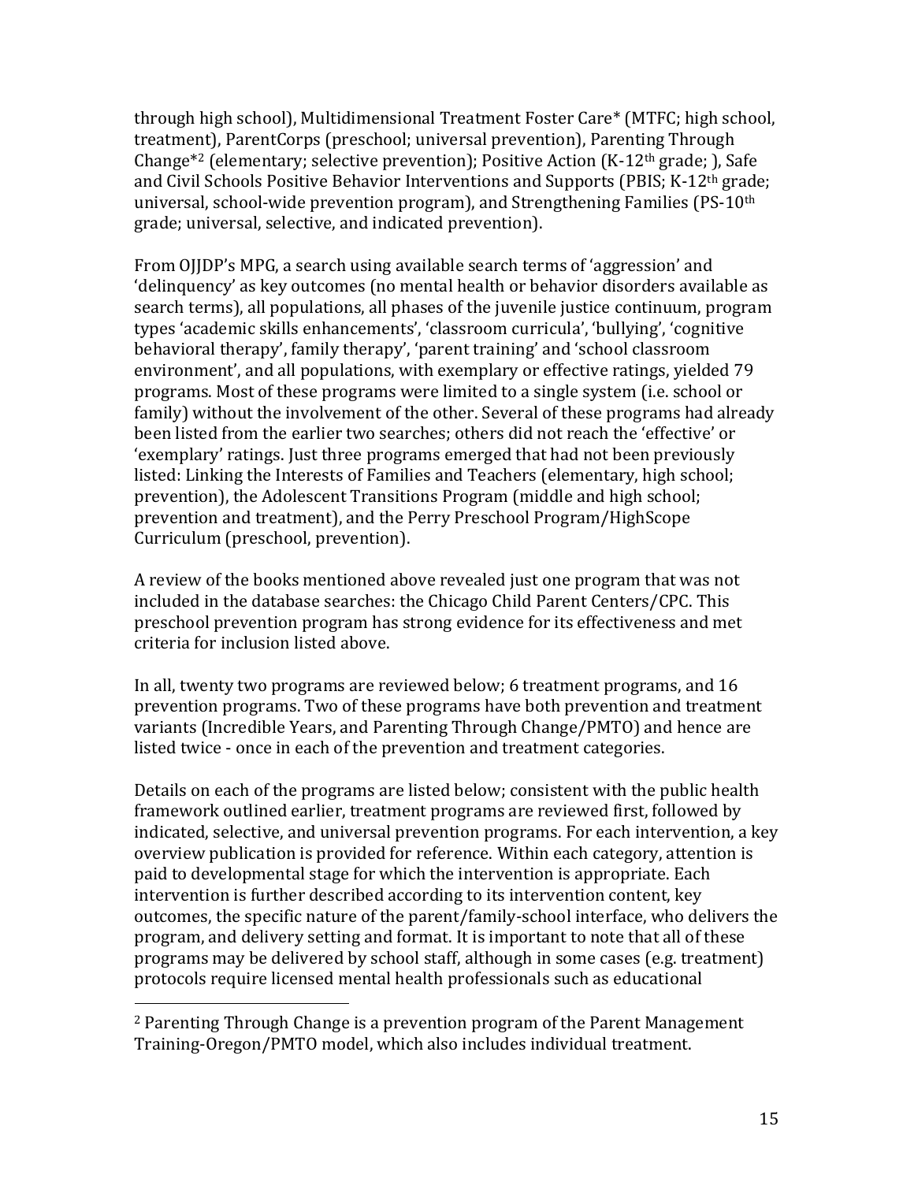through high school), Multidimensional Treatment Foster Care* (MTFC; high school, treatment), ParentCorps (preschool; universal prevention), Parenting Through Change*[2] (elementary; selective prevention); Positive Action (K-12th grade; ), Safe and Civil Schools Positive Behavior Interventions and Supports (PBIS; K-12th grade; universal, school-wide prevention program), and Strengthening Families (PS-10th grade; universal, selective, and indicated prevention).

From OJJDP's MPG, a search using available search terms of 'aggression' and 'delinquency' as key outcomes (no mental health or behavior disorders available as search terms), all populations, all phases of the juvenile justice continuum, program types 'academic skills enhancements', 'classroom curricula', 'bullying', 'cognitive behavioral therapy', family therapy', 'parent training' and 'school classroom environment', and all populations, with exemplary or effective ratings, yielded 79 programs. Most of these programs were limited to a single system (i.e. school or family) without the involvement of the other. Several of these programs had already been listed from the earlier two searches; others did not reach the 'effective' or 'exemplary' ratings. Just three programs emerged that had not been previously listed: Linking the Interests of Families and Teachers (elementary, high school; prevention), the Adolescent Transitions Program (middle and high school; prevention and treatment), and the Perry Preschool Program/HighScope Curriculum (preschool, prevention).

A review of the books mentioned above revealed just one program that was not included in the database searches: the Chicago Child Parent Centers/CPC. This preschool prevention program has strong evidence for its effectiveness and met criteria for inclusion listed above.

In all, twenty two programs are reviewed below; 6 treatment programs, and 16 prevention programs. Two of these programs have both prevention and treatment variants (Incredible Years, and Parenting Through Change/PMTO) and hence are listed twice - once in each of the prevention and treatment categories.

Details on each of the programs are listed below; consistent with the public health framework outlined earlier, treatment programs are reviewed first, followed by indicated, selective, and universal prevention programs. For each intervention, a key overview publication is provided for reference. Within each category, attention is paid to developmental stage for which the intervention is appropriate. Each intervention is further described according to its intervention content, key outcomes, the specific nature of the parent/family-school interface, who delivers the program, and delivery setting and format. It is important to note that all of these programs may be delivered by school staff, although in some cases (e.g. treatment) protocols require licensed mental health professionals such as educational

---

[2] Parenting Through Change is a prevention program of the Parent Management Training-Oregon/PMTO model, which also includes individual treatment.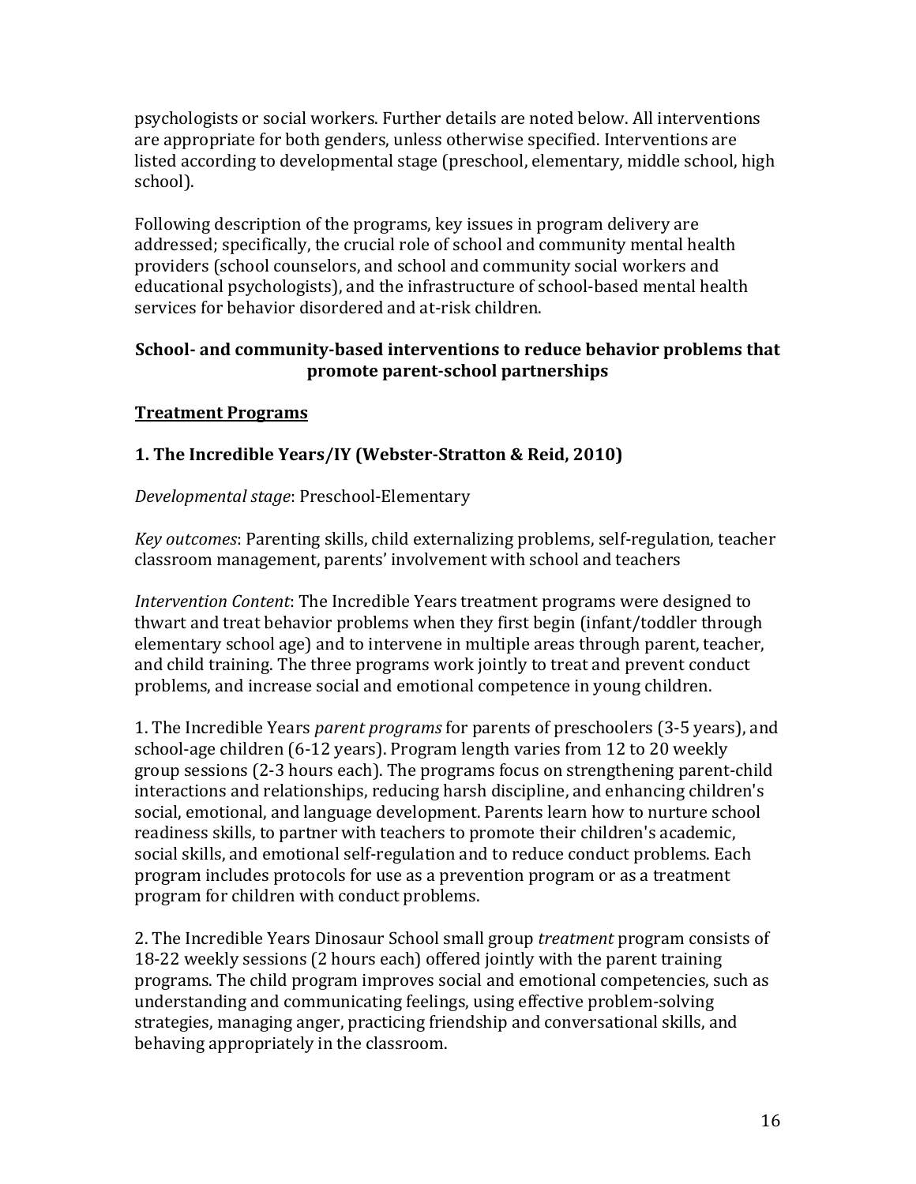psychologists or social workers. Further details are noted below. All interventions are appropriate for both genders, unless otherwise specified. Interventions are listed according to developmental stage (preschool, elementary, middle school, high school).

Following description of the programs, key issues in program delivery are addressed; specifically, the crucial role of school and community mental health providers (school counselors, and school and community social workers and educational psychologists), and the infrastructure of school-based mental health services for behavior disordered and at-risk children.

**School- and community-based interventions to reduce behavior problems that promote parent-school partnerships**

## **Treatment Programs**

### 1. The Incredible Years/IY (Webster-Stratton & Reid, 2010)

*Developmental stage*: Preschool-Elementary

*Key outcomes*: Parenting skills, child externalizing problems, self-regulation, teacher classroom management, parents' involvement with school and teachers

*Intervention Content*: The Incredible Years treatment programs were designed to thwart and treat behavior problems when they first begin (infant/toddler through elementary school age) and to intervene in multiple areas through parent, teacher, and child training. The three programs work jointly to treat and prevent conduct problems, and increase social and emotional competence in young children.

1. The Incredible Years *parent programs* for parents of preschoolers (3-5 years), and school-age children (6-12 years). Program length varies from 12 to 20 weekly group sessions (2-3 hours each). The programs focus on strengthening parent-child interactions and relationships, reducing harsh discipline, and enhancing children's social, emotional, and language development. Parents learn how to nurture school readiness skills, to partner with teachers to promote their children's academic, social skills, and emotional self-regulation and to reduce conduct problems. Each program includes protocols for use as a prevention program or as a treatment program for children with conduct problems.

2. The Incredible Years Dinosaur School small group *treatment* program consists of 18-22 weekly sessions (2 hours each) offered jointly with the parent training programs. The child program improves social and emotional competencies, such as understanding and communicating feelings, using effective problem-solving strategies, managing anger, practicing friendship and conversational skills, and behaving appropriately in the classroom.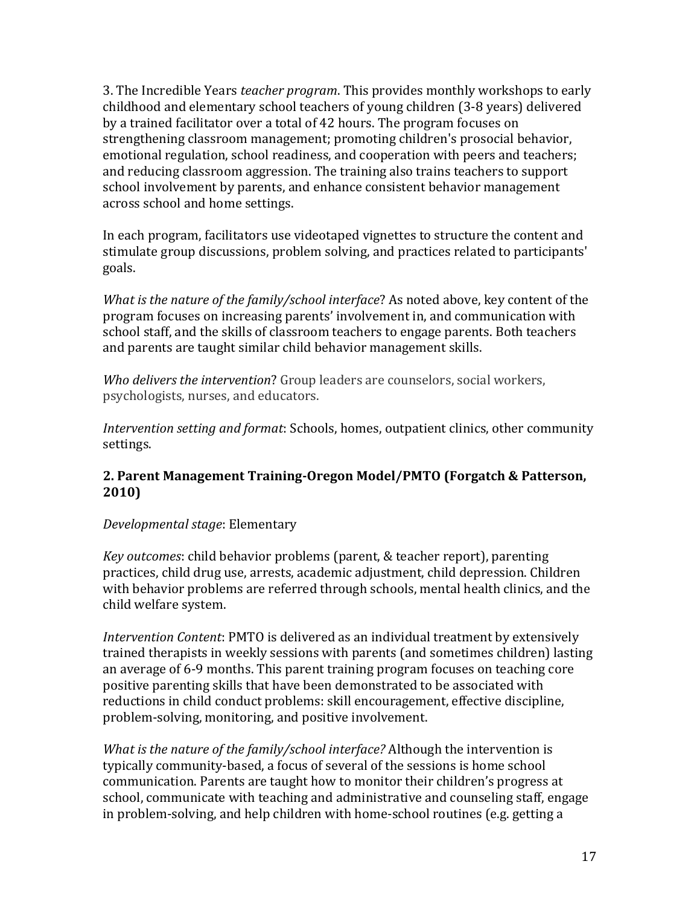3. The Incredible Years *teacher program*. This provides monthly workshops to early childhood and elementary school teachers of young children (3-8 years) delivered by a trained facilitator over a total of 42 hours. The program focuses on strengthening classroom management; promoting children's prosocial behavior, emotional regulation, school readiness, and cooperation with peers and teachers; and reducing classroom aggression. The training also trains teachers to support school involvement by parents, and enhance consistent behavior management across school and home settings.

In each program, facilitators use videotaped vignettes to structure the content and stimulate group discussions, problem solving, and practices related to participants' goals.

*What is the nature of the family/school interface*? As noted above, key content of the program focuses on increasing parents' involvement in, and communication with school staff, and the skills of classroom teachers to engage parents. Both teachers and parents are taught similar child behavior management skills.

*Who delivers the intervention*? Group leaders are counselors, social workers, psychologists, nurses, and educators.

*Intervention setting and format*: Schools, homes, outpatient clinics, other community settings.

### 2. Parent Management Training-Oregon Model/PMTO (Forgatch & Patterson, 2010)

*Developmental stage*: Elementary

*Key outcomes*: child behavior problems (parent, & teacher report), parenting practices, child drug use, arrests, academic adjustment, child depression. Children with behavior problems are referred through schools, mental health clinics, and the child welfare system.

*Intervention Content*: PMTO is delivered as an individual treatment by extensively trained therapists in weekly sessions with parents (and sometimes children) lasting an average of 6-9 months. This parent training program focuses on teaching core positive parenting skills that have been demonstrated to be associated with reductions in child conduct problems: skill encouragement, effective discipline, problem-solving, monitoring, and positive involvement.

*What is the nature of the family/school interface?* Although the intervention is typically community-based, a focus of several of the sessions is home school communication. Parents are taught how to monitor their children's progress at school, communicate with teaching and administrative and counseling staff, engage in problem-solving, and help children with home-school routines (e.g. getting a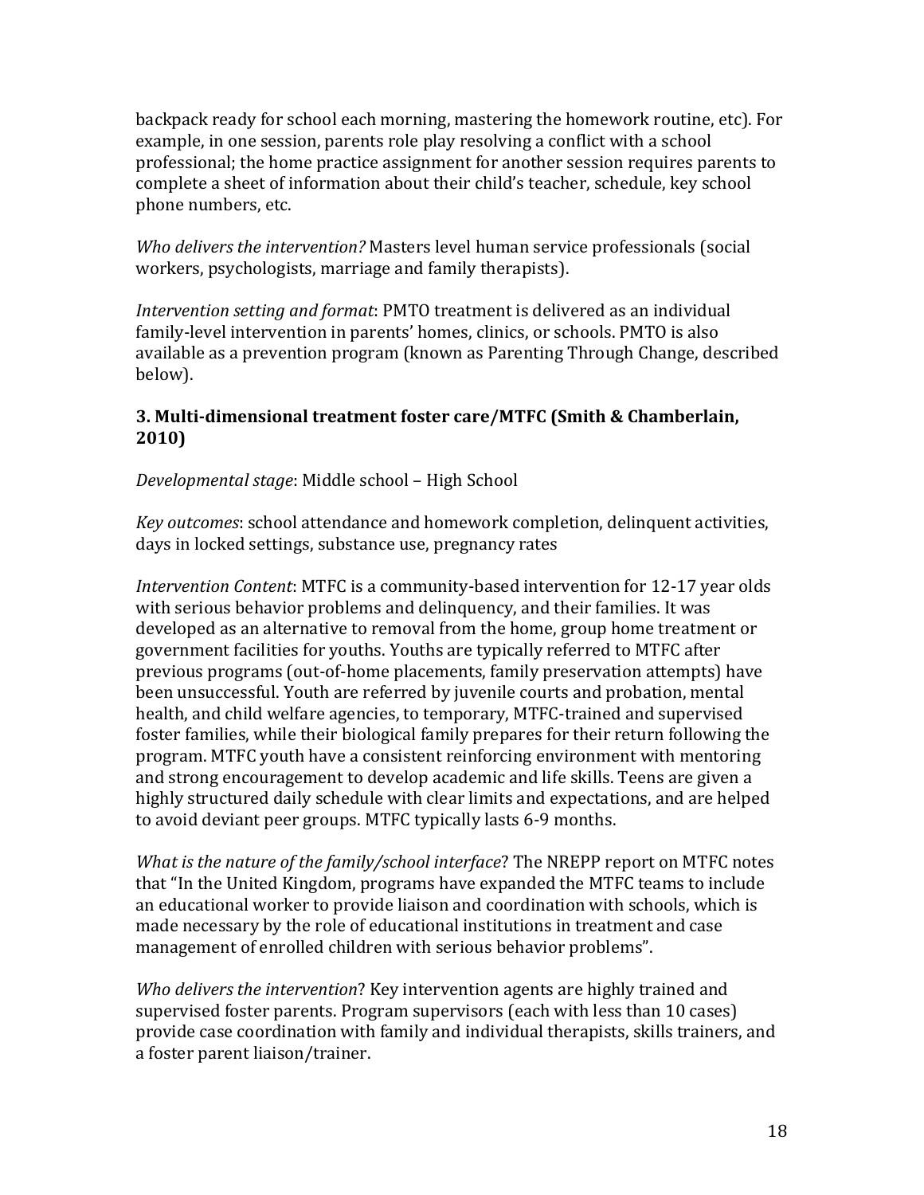backpack ready for school each morning, mastering the homework routine, etc). For example, in one session, parents role play resolving a conflict with a school professional; the home practice assignment for another session requires parents to complete a sheet of information about their child's teacher, schedule, key school phone numbers, etc.

*Who delivers the intervention?* Masters level human service professionals (social workers, psychologists, marriage and family therapists).

*Intervention setting and format*: PMTO treatment is delivered as an individual family-level intervention in parents' homes, clinics, or schools. PMTO is also available as a prevention program (known as Parenting Through Change, described below).

### 3. Multi-dimensional treatment foster care/MTFC (Smith & Chamberlain, 2010)

*Developmental stage*: Middle school – High School

*Key outcomes*: school attendance and homework completion, delinquent activities, days in locked settings, substance use, pregnancy rates

*Intervention Content*: MTFC is a community-based intervention for 12-17 year olds with serious behavior problems and delinquency, and their families. It was developed as an alternative to removal from the home, group home treatment or government facilities for youths. Youths are typically referred to MTFC after previous programs (out-of-home placements, family preservation attempts) have been unsuccessful. Youth are referred by juvenile courts and probation, mental health, and child welfare agencies, to temporary, MTFC-trained and supervised foster families, while their biological family prepares for their return following the program. MTFC youth have a consistent reinforcing environment with mentoring and strong encouragement to develop academic and life skills. Teens are given a highly structured daily schedule with clear limits and expectations, and are helped to avoid deviant peer groups. MTFC typically lasts 6-9 months.

*What is the nature of the family/school interface*? The NREPP report on MTFC notes that "In the United Kingdom, programs have expanded the MTFC teams to include an educational worker to provide liaison and coordination with schools, which is made necessary by the role of educational institutions in treatment and case management of enrolled children with serious behavior problems".

*Who delivers the intervention*? Key intervention agents are highly trained and supervised foster parents. Program supervisors (each with less than 10 cases) provide case coordination with family and individual therapists, skills trainers, and a foster parent liaison/trainer.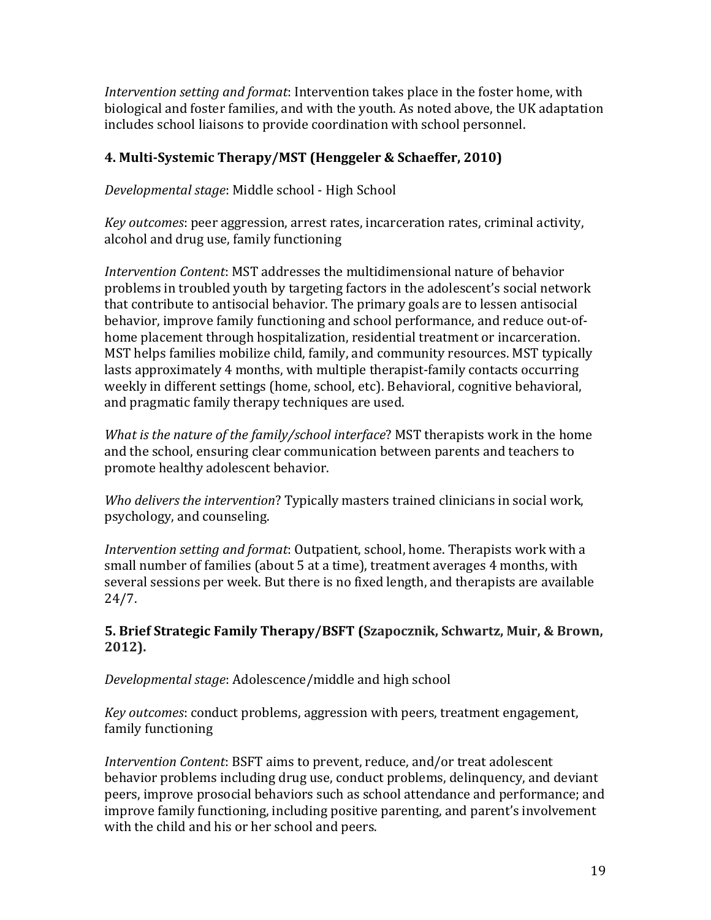*Intervention setting and format*: Intervention takes place in the foster home, with biological and foster families, and with the youth. As noted above, the UK adaptation includes school liaisons to provide coordination with school personnel.

### 4. Multi-Systemic Therapy/MST (Henggeler & Schaeffer, 2010)

*Developmental stage*: Middle school - High School

*Key outcomes*: peer aggression, arrest rates, incarceration rates, criminal activity, alcohol and drug use, family functioning

*Intervention Content*: MST addresses the multidimensional nature of behavior problems in troubled youth by targeting factors in the adolescent's social network that contribute to antisocial behavior. The primary goals are to lessen antisocial behavior, improve family functioning and school performance, and reduce out-of-home placement through hospitalization, residential treatment or incarceration. MST helps families mobilize child, family, and community resources. MST typically lasts approximately 4 months, with multiple therapist-family contacts occurring weekly in different settings (home, school, etc). Behavioral, cognitive behavioral, and pragmatic family therapy techniques are used.

*What is the nature of the family/school interface*? MST therapists work in the home and the school, ensuring clear communication between parents and teachers to promote healthy adolescent behavior.

*Who delivers the intervention*? Typically masters trained clinicians in social work, psychology, and counseling.

*Intervention setting and format*: Outpatient, school, home. Therapists work with a small number of families (about 5 at a time), treatment averages 4 months, with several sessions per week. But there is no fixed length, and therapists are available 24/7.

### 5. Brief Strategic Family Therapy/BSFT (Szapocznik, Schwartz, Muir, & Brown, 2012).

*Developmental stage*: Adolescence/middle and high school

*Key outcomes*: conduct problems, aggression with peers, treatment engagement, family functioning

*Intervention Content*: BSFT aims to prevent, reduce, and/or treat adolescent behavior problems including drug use, conduct problems, delinquency, and deviant peers, improve prosocial behaviors such as school attendance and performance; and improve family functioning, including positive parenting, and parent's involvement with the child and his or her school and peers.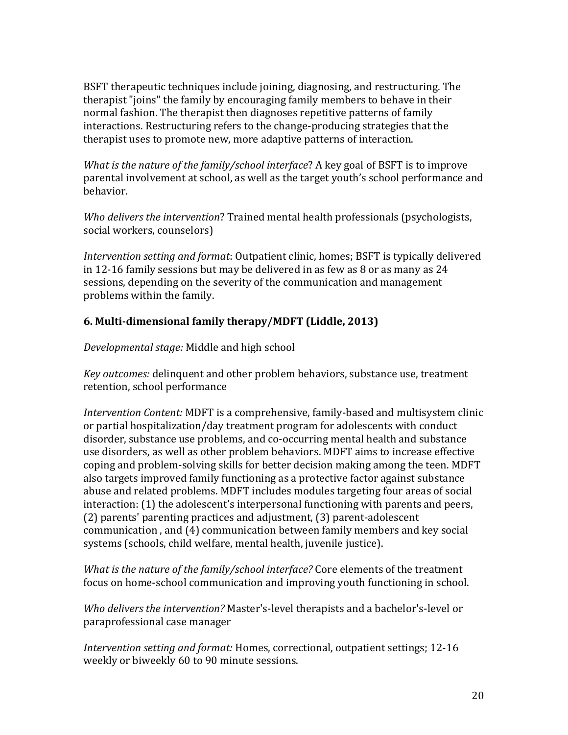BSFT therapeutic techniques include joining, diagnosing, and restructuring. The therapist "joins" the family by encouraging family members to behave in their normal fashion. The therapist then diagnoses repetitive patterns of family interactions. Restructuring refers to the change-producing strategies that the therapist uses to promote new, more adaptive patterns of interaction.

*What is the nature of the family/school interface*? A key goal of BSFT is to improve parental involvement at school, as well as the target youth's school performance and behavior.

*Who delivers the intervention*? Trained mental health professionals (psychologists, social workers, counselors)

*Intervention setting and format*: Outpatient clinic, homes; BSFT is typically delivered in 12-16 family sessions but may be delivered in as few as 8 or as many as 24 sessions, depending on the severity of the communication and management problems within the family.

**6. Multi-dimensional family therapy/MDFT (Liddle, 2013)**

*Developmental stage:* Middle and high school

*Key outcomes:* delinquent and other problem behaviors, substance use, treatment retention, school performance

*Intervention Content:* MDFT is a comprehensive, family-based and multisystem clinic or partial hospitalization/day treatment program for adolescents with conduct disorder, substance use problems, and co-occurring mental health and substance use disorders, as well as other problem behaviors. MDFT aims to increase effective coping and problem-solving skills for better decision making among the teen. MDFT also targets improved family functioning as a protective factor against substance abuse and related problems. MDFT includes modules targeting four areas of social interaction: (1) the adolescent's interpersonal functioning with parents and peers, (2) parents' parenting practices and adjustment, (3) parent-adolescent communication , and (4) communication between family members and key social systems (schools, child welfare, mental health, juvenile justice).

*What is the nature of the family/school interface?* Core elements of the treatment focus on home-school communication and improving youth functioning in school.

*Who delivers the intervention?* Master's-level therapists and a bachelor's-level or paraprofessional case manager

*Intervention setting and format:* Homes, correctional, outpatient settings; 12-16 weekly or biweekly 60 to 90 minute sessions.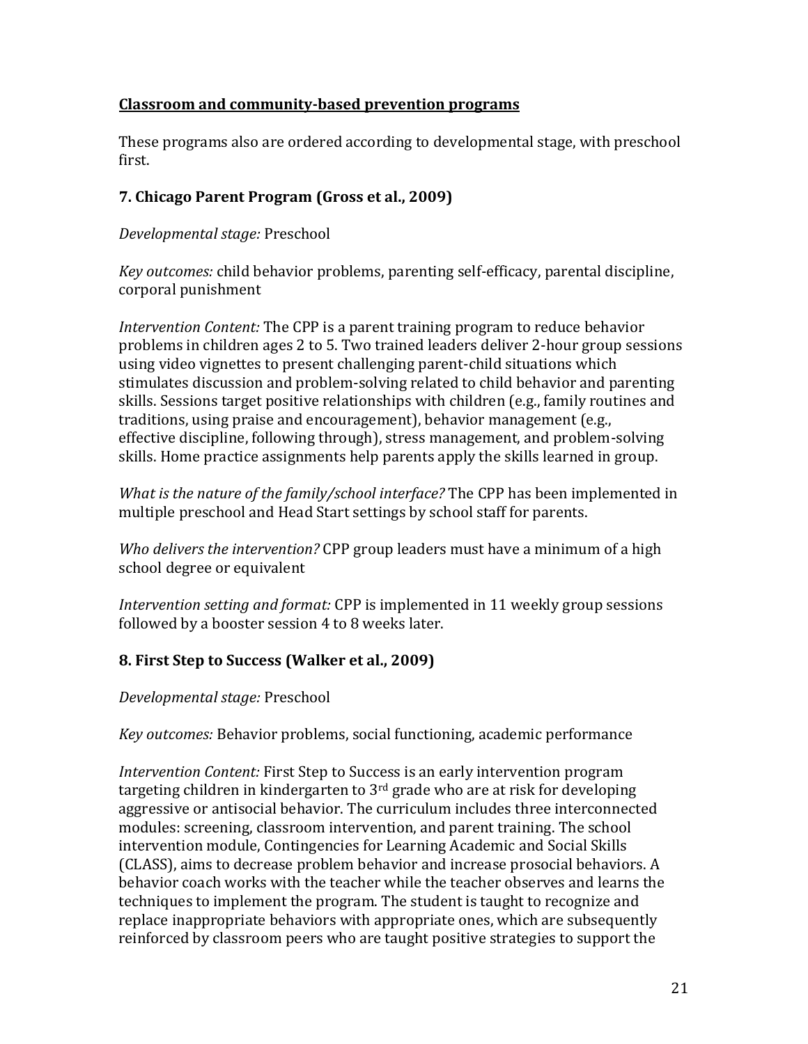## Classroom and community-based prevention programs

These programs also are ordered according to developmental stage, with preschool first.

### 7. Chicago Parent Program (Gross et al., 2009)

*Developmental stage:* Preschool

*Key outcomes:* child behavior problems, parenting self-efficacy, parental discipline, corporal punishment

*Intervention Content:* The CPP is a parent training program to reduce behavior problems in children ages 2 to 5. Two trained leaders deliver 2-hour group sessions using video vignettes to present challenging parent-child situations which stimulates discussion and problem-solving related to child behavior and parenting skills. Sessions target positive relationships with children (e.g., family routines and traditions, using praise and encouragement), behavior management (e.g., effective discipline, following through), stress management, and problem-solving skills. Home practice assignments help parents apply the skills learned in group.

*What is the nature of the family/school interface?* The CPP has been implemented in multiple preschool and Head Start settings by school staff for parents.

*Who delivers the intervention?* CPP group leaders must have a minimum of a high school degree or equivalent

*Intervention setting and format:* CPP is implemented in 11 weekly group sessions followed by a booster session 4 to 8 weeks later.

### 8. First Step to Success (Walker et al., 2009)

*Developmental stage:* Preschool

*Key outcomes:* Behavior problems, social functioning, academic performance

*Intervention Content:* First Step to Success is an early intervention program targeting children in kindergarten to 3rd grade who are at risk for developing aggressive or antisocial behavior. The curriculum includes three interconnected modules: screening, classroom intervention, and parent training. The school intervention module, Contingencies for Learning Academic and Social Skills (CLASS), aims to decrease problem behavior and increase prosocial behaviors. A behavior coach works with the teacher while the teacher observes and learns the techniques to implement the program. The student is taught to recognize and replace inappropriate behaviors with appropriate ones, which are subsequently reinforced by classroom peers who are taught positive strategies to support the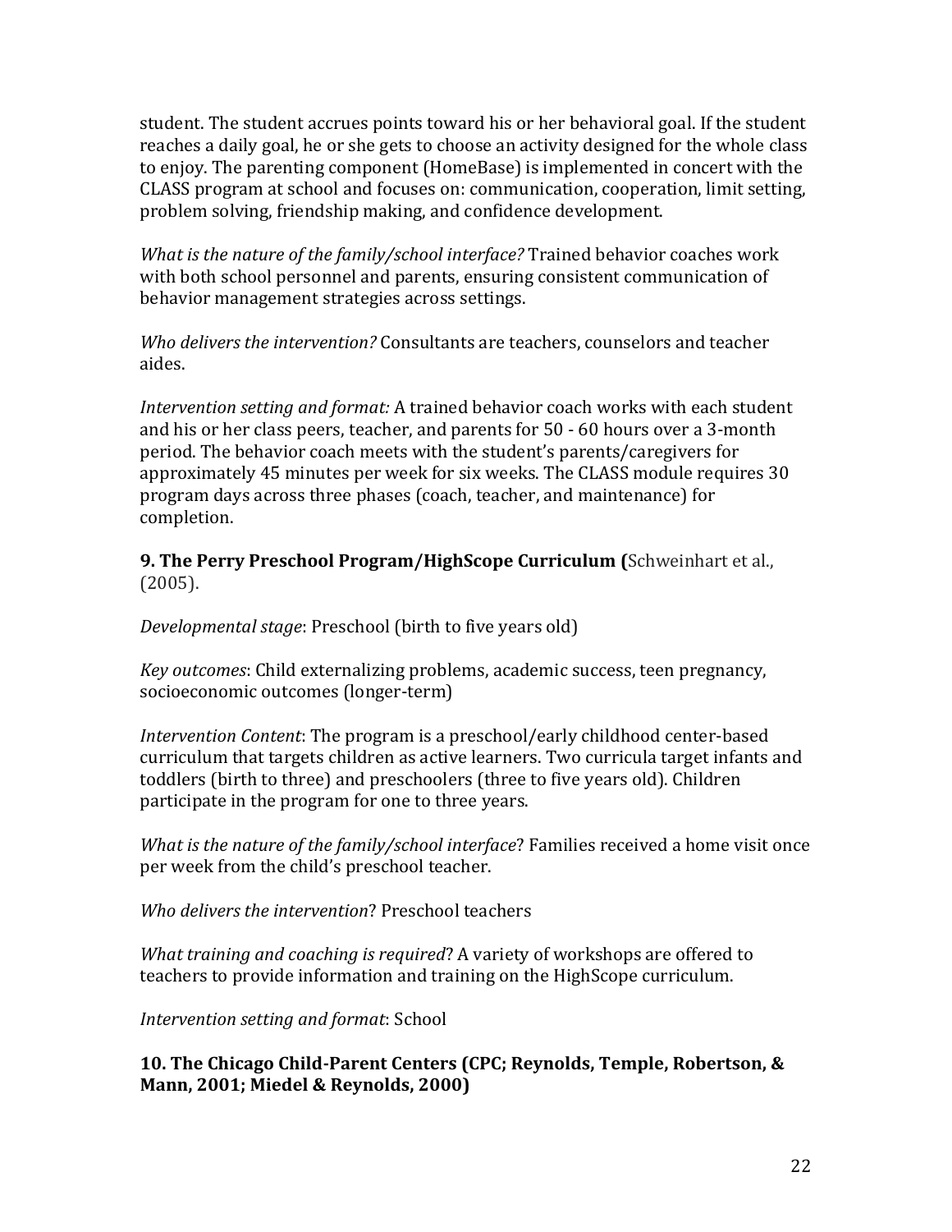student. The student accrues points toward his or her behavioral goal. If the student reaches a daily goal, he or she gets to choose an activity designed for the whole class to enjoy. The parenting component (HomeBase) is implemented in concert with the CLASS program at school and focuses on: communication, cooperation, limit setting, problem solving, friendship making, and confidence development.

*What is the nature of the family/school interface?* Trained behavior coaches work with both school personnel and parents, ensuring consistent communication of behavior management strategies across settings.

*Who delivers the intervention?* Consultants are teachers, counselors and teacher aides.

*Intervention setting and format:* A trained behavior coach works with each student and his or her class peers, teacher, and parents for 50 - 60 hours over a 3-month period. The behavior coach meets with the student's parents/caregivers for approximately 45 minutes per week for six weeks. The CLASS module requires 30 program days across three phases (coach, teacher, and maintenance) for completion.

**9. The Perry Preschool Program/HighScope Curriculum (**Schweinhart et al., (2005).

*Developmental stage*: Preschool (birth to five years old)

*Key outcomes*: Child externalizing problems, academic success, teen pregnancy, socioeconomic outcomes (longer-term)

*Intervention Content*: The program is a preschool/early childhood center-based curriculum that targets children as active learners. Two curricula target infants and toddlers (birth to three) and preschoolers (three to five years old). Children participate in the program for one to three years.

*What is the nature of the family/school interface*? Families received a home visit once per week from the child's preschool teacher.

*Who delivers the intervention*? Preschool teachers

*What training and coaching is required*? A variety of workshops are offered to teachers to provide information and training on the HighScope curriculum.

*Intervention setting and format*: School

**10. The Chicago Child-Parent Centers (CPC; Reynolds, Temple, Robertson, & Mann, 2001; Miedel & Reynolds, 2000)**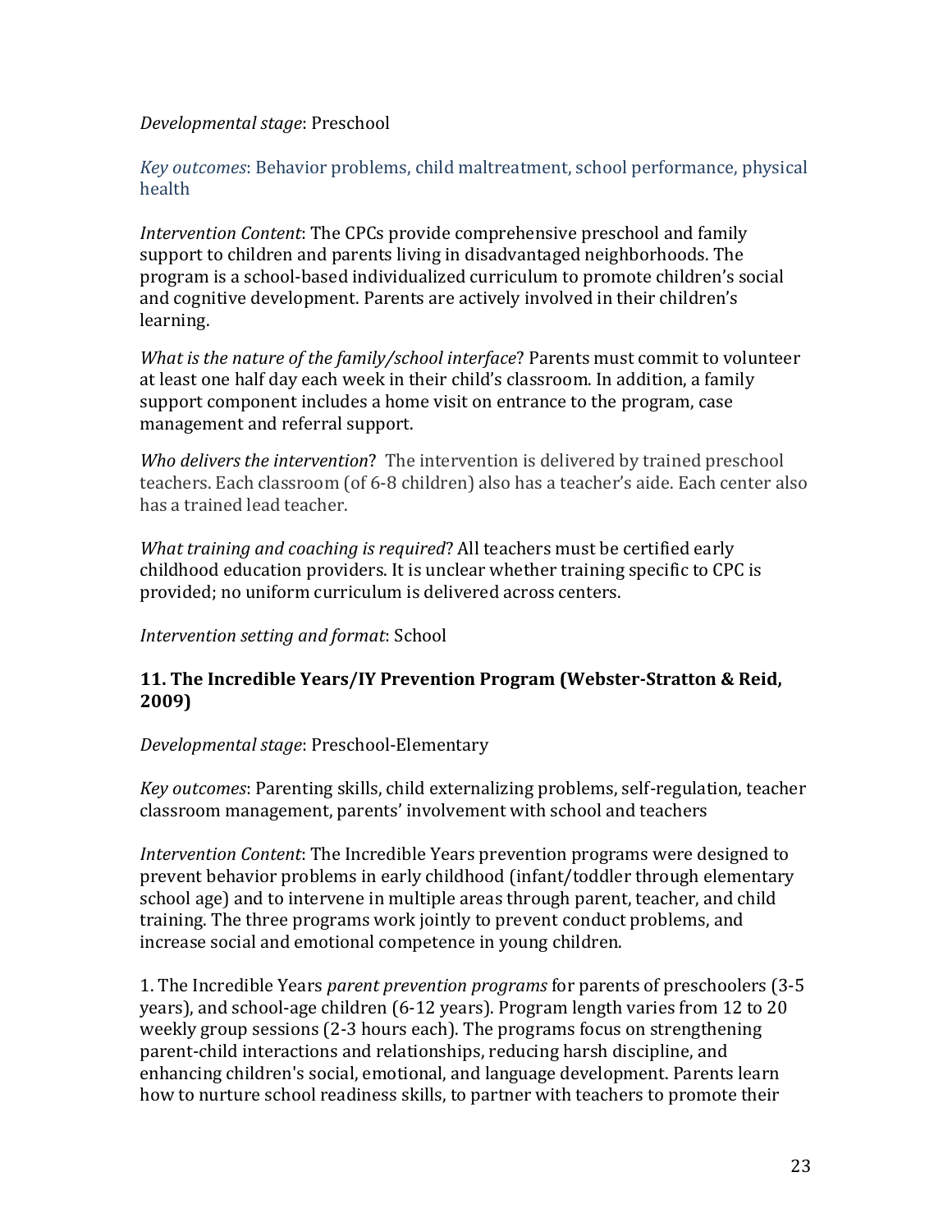*Developmental stage*: Preschool

*Key outcomes*: Behavior problems, child maltreatment, school performance, physical health

*Intervention Content*: The CPCs provide comprehensive preschool and family support to children and parents living in disadvantaged neighborhoods. The program is a school-based individualized curriculum to promote children's social and cognitive development. Parents are actively involved in their children's learning.

*What is the nature of the family/school interface*? Parents must commit to volunteer at least one half day each week in their child's classroom. In addition, a family support component includes a home visit on entrance to the program, case management and referral support.

*Who delivers the intervention*? The intervention is delivered by trained preschool teachers. Each classroom (of 6-8 children) also has a teacher's aide. Each center also has a trained lead teacher.

*What training and coaching is required*? All teachers must be certified early childhood education providers. It is unclear whether training specific to CPC is provided; no uniform curriculum is delivered across centers.

*Intervention setting and format*: School

### 11. The Incredible Years/IY Prevention Program (Webster-Stratton & Reid, 2009)

*Developmental stage*: Preschool-Elementary

*Key outcomes*: Parenting skills, child externalizing problems, self-regulation, teacher classroom management, parents' involvement with school and teachers

*Intervention Content*: The Incredible Years prevention programs were designed to prevent behavior problems in early childhood (infant/toddler through elementary school age) and to intervene in multiple areas through parent, teacher, and child training. The three programs work jointly to prevent conduct problems, and increase social and emotional competence in young children.

1. The Incredible Years *parent prevention programs* for parents of preschoolers (3-5 years), and school-age children (6-12 years). Program length varies from 12 to 20 weekly group sessions (2-3 hours each). The programs focus on strengthening parent-child interactions and relationships, reducing harsh discipline, and enhancing children's social, emotional, and language development. Parents learn how to nurture school readiness skills, to partner with teachers to promote their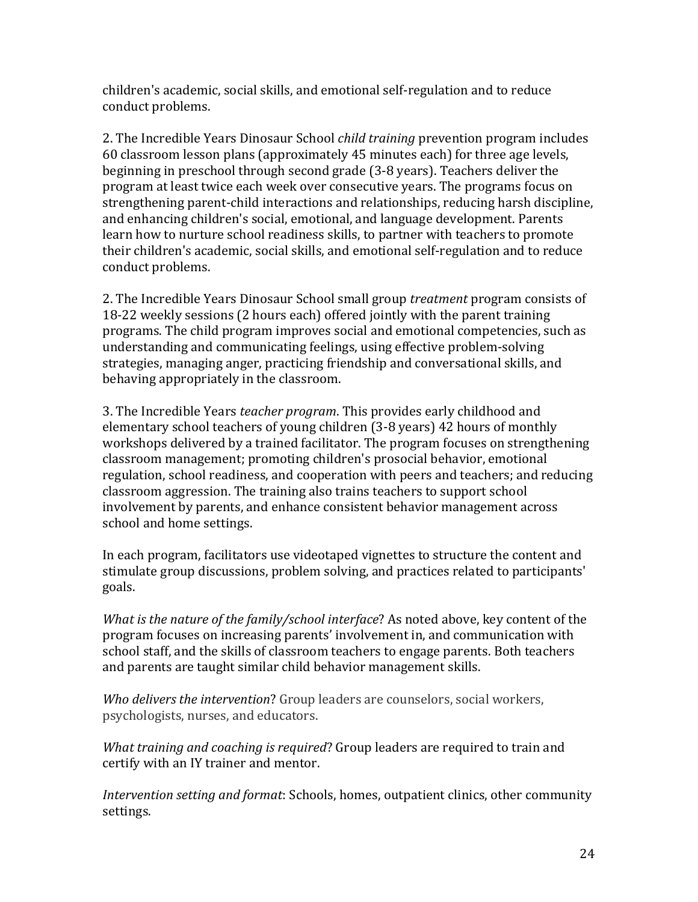children's academic, social skills, and emotional self-regulation and to reduce conduct problems.

2. The Incredible Years Dinosaur School *child training* prevention program includes 60 classroom lesson plans (approximately 45 minutes each) for three age levels, beginning in preschool through second grade (3-8 years). Teachers deliver the program at least twice each week over consecutive years. The programs focus on strengthening parent-child interactions and relationships, reducing harsh discipline, and enhancing children's social, emotional, and language development. Parents learn how to nurture school readiness skills, to partner with teachers to promote their children's academic, social skills, and emotional self-regulation and to reduce conduct problems.

2. The Incredible Years Dinosaur School small group *treatment* program consists of 18-22 weekly sessions (2 hours each) offered jointly with the parent training programs. The child program improves social and emotional competencies, such as understanding and communicating feelings, using effective problem-solving strategies, managing anger, practicing friendship and conversational skills, and behaving appropriately in the classroom.

3. The Incredible Years *teacher program*. This provides early childhood and elementary school teachers of young children (3-8 years) 42 hours of monthly workshops delivered by a trained facilitator. The program focuses on strengthening classroom management; promoting children's prosocial behavior, emotional regulation, school readiness, and cooperation with peers and teachers; and reducing classroom aggression. The training also trains teachers to support school involvement by parents, and enhance consistent behavior management across school and home settings.

In each program, facilitators use videotaped vignettes to structure the content and stimulate group discussions, problem solving, and practices related to participants' goals.

*What is the nature of the family/school interface*? As noted above, key content of the program focuses on increasing parents' involvement in, and communication with school staff, and the skills of classroom teachers to engage parents. Both teachers and parents are taught similar child behavior management skills.

*Who delivers the intervention*? Group leaders are counselors, social workers, psychologists, nurses, and educators.

*What training and coaching is required*? Group leaders are required to train and certify with an IY trainer and mentor.

*Intervention setting and format*: Schools, homes, outpatient clinics, other community settings.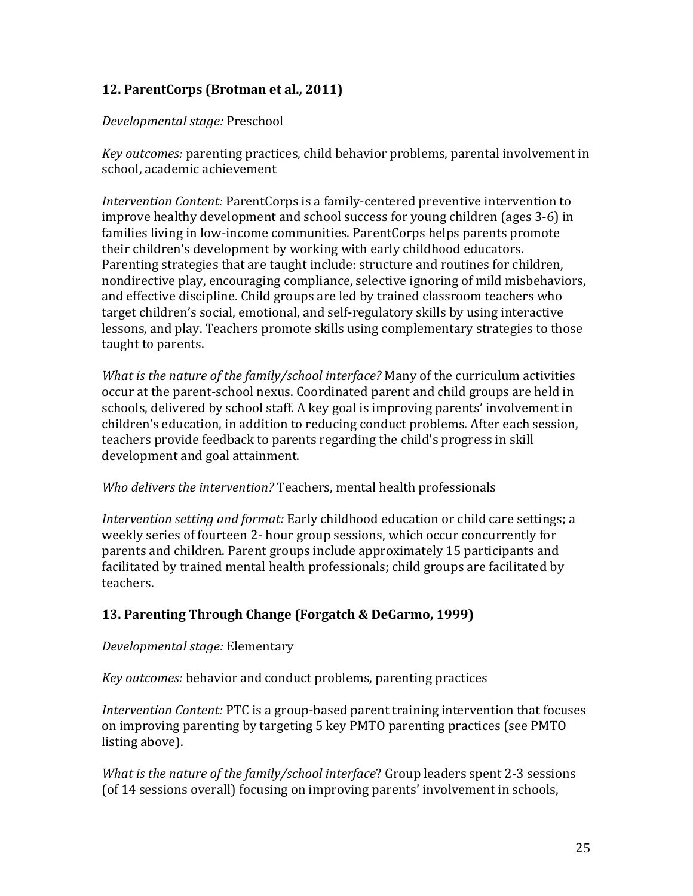### 12. ParentCorps (Brotman et al., 2011)

*Developmental stage:* Preschool

*Key outcomes:* parenting practices, child behavior problems, parental involvement in school, academic achievement

*Intervention Content:* ParentCorps is a family-centered preventive intervention to improve healthy development and school success for young children (ages 3-6) in families living in low-income communities. ParentCorps helps parents promote their children's development by working with early childhood educators. Parenting strategies that are taught include: structure and routines for children, nondirective play, encouraging compliance, selective ignoring of mild misbehaviors, and effective discipline. Child groups are led by trained classroom teachers who target children's social, emotional, and self-regulatory skills by using interactive lessons, and play. Teachers promote skills using complementary strategies to those taught to parents.

*What is the nature of the family/school interface?* Many of the curriculum activities occur at the parent-school nexus. Coordinated parent and child groups are held in schools, delivered by school staff. A key goal is improving parents' involvement in children's education, in addition to reducing conduct problems. After each session, teachers provide feedback to parents regarding the child's progress in skill development and goal attainment.

*Who delivers the intervention?* Teachers, mental health professionals

*Intervention setting and format:* Early childhood education or child care settings; a weekly series of fourteen 2- hour group sessions, which occur concurrently for parents and children. Parent groups include approximately 15 participants and facilitated by trained mental health professionals; child groups are facilitated by teachers.

### 13. Parenting Through Change (Forgatch & DeGarmo, 1999)

*Developmental stage:* Elementary

*Key outcomes:* behavior and conduct problems, parenting practices

*Intervention Content:* PTC is a group-based parent training intervention that focuses on improving parenting by targeting 5 key PMTO parenting practices (see PMTO listing above).

*What is the nature of the family/school interface*? Group leaders spent 2-3 sessions (of 14 sessions overall) focusing on improving parents' involvement in schools,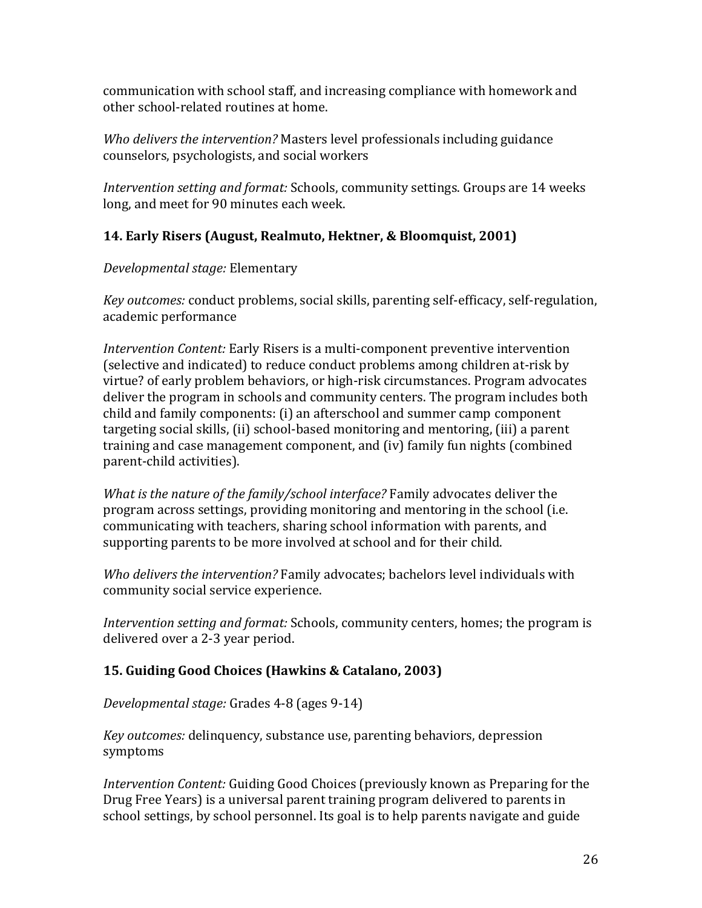communication with school staff, and increasing compliance with homework and other school-related routines at home.

*Who delivers the intervention?* Masters level professionals including guidance counselors, psychologists, and social workers

*Intervention setting and format:* Schools, community settings. Groups are 14 weeks long, and meet for 90 minutes each week.

### 14. Early Risers (August, Realmuto, Hektner, & Bloomquist, 2001)

*Developmental stage:* Elementary

*Key outcomes:* conduct problems, social skills, parenting self-efficacy, self-regulation, academic performance

*Intervention Content:* Early Risers is a multi-component preventive intervention (selective and indicated) to reduce conduct problems among children at-risk by virtue? of early problem behaviors, or high-risk circumstances. Program advocates deliver the program in schools and community centers. The program includes both child and family components: (i) an afterschool and summer camp component targeting social skills, (ii) school-based monitoring and mentoring, (iii) a parent training and case management component, and (iv) family fun nights (combined parent-child activities).

*What is the nature of the family/school interface?* Family advocates deliver the program across settings, providing monitoring and mentoring in the school (i.e. communicating with teachers, sharing school information with parents, and supporting parents to be more involved at school and for their child.

*Who delivers the intervention?* Family advocates; bachelors level individuals with community social service experience.

*Intervention setting and format:* Schools, community centers, homes; the program is delivered over a 2-3 year period.

### 15. Guiding Good Choices (Hawkins & Catalano, 2003)

*Developmental stage:* Grades 4-8 (ages 9-14)

*Key outcomes:* delinquency, substance use, parenting behaviors, depression symptoms

*Intervention Content:* Guiding Good Choices (previously known as Preparing for the Drug Free Years) is a universal parent training program delivered to parents in school settings, by school personnel. Its goal is to help parents navigate and guide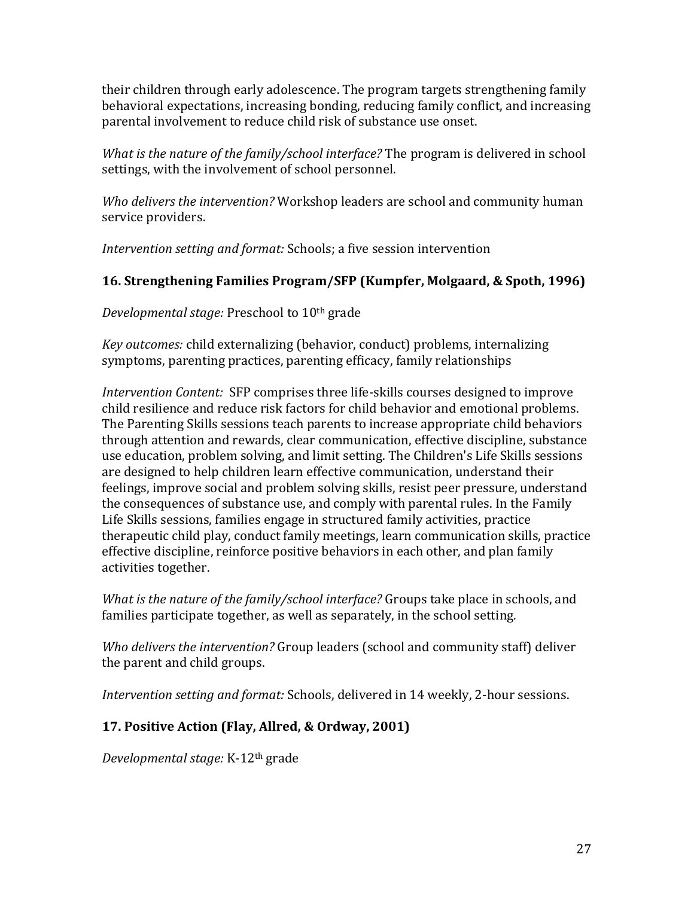their children through early adolescence. The program targets strengthening family behavioral expectations, increasing bonding, reducing family conflict, and increasing parental involvement to reduce child risk of substance use onset.

*What is the nature of the family/school interface?* The program is delivered in school settings, with the involvement of school personnel.

*Who delivers the intervention?* Workshop leaders are school and community human service providers.

*Intervention setting and format:* Schools; a five session intervention

### 16. Strengthening Families Program/SFP (Kumpfer, Molgaard, & Spoth, 1996)

*Developmental stage:* Preschool to 10th grade

*Key outcomes:* child externalizing (behavior, conduct) problems, internalizing symptoms, parenting practices, parenting efficacy, family relationships

*Intervention Content:* SFP comprises three life-skills courses designed to improve child resilience and reduce risk factors for child behavior and emotional problems. The Parenting Skills sessions teach parents to increase appropriate child behaviors through attention and rewards, clear communication, effective discipline, substance use education, problem solving, and limit setting. The Children's Life Skills sessions are designed to help children learn effective communication, understand their feelings, improve social and problem solving skills, resist peer pressure, understand the consequences of substance use, and comply with parental rules. In the Family Life Skills sessions, families engage in structured family activities, practice therapeutic child play, conduct family meetings, learn communication skills, practice effective discipline, reinforce positive behaviors in each other, and plan family activities together.

*What is the nature of the family/school interface?* Groups take place in schools, and families participate together, as well as separately, in the school setting.

*Who delivers the intervention?* Group leaders (school and community staff) deliver the parent and child groups.

*Intervention setting and format:* Schools, delivered in 14 weekly, 2-hour sessions.

### 17. Positive Action (Flay, Allred, & Ordway, 2001)

*Developmental stage:* K-12th grade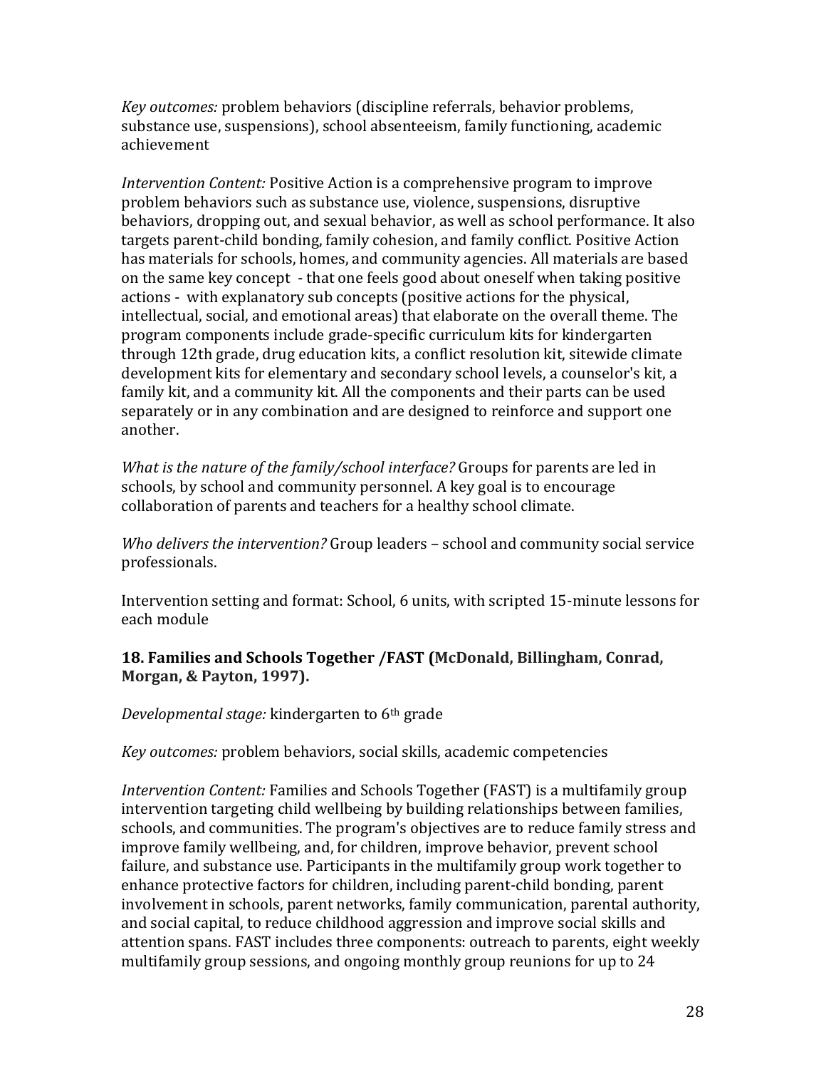*Key outcomes:* problem behaviors (discipline referrals, behavior problems, substance use, suspensions), school absenteeism, family functioning, academic achievement

*Intervention Content:* Positive Action is a comprehensive program to improve problem behaviors such as substance use, violence, suspensions, disruptive behaviors, dropping out, and sexual behavior, as well as school performance. It also targets parent-child bonding, family cohesion, and family conflict. Positive Action has materials for schools, homes, and community agencies. All materials are based on the same key concept - that one feels good about oneself when taking positive actions - with explanatory sub concepts (positive actions for the physical, intellectual, social, and emotional areas) that elaborate on the overall theme. The program components include grade-specific curriculum kits for kindergarten through 12th grade, drug education kits, a conflict resolution kit, sitewide climate development kits for elementary and secondary school levels, a counselor's kit, a family kit, and a community kit. All the components and their parts can be used separately or in any combination and are designed to reinforce and support one another.

*What is the nature of the family/school interface?* Groups for parents are led in schools, by school and community personnel. A key goal is to encourage collaboration of parents and teachers for a healthy school climate.

*Who delivers the intervention?* Group leaders – school and community social service professionals.

Intervention setting and format: School, 6 units, with scripted 15-minute lessons for each module

**18. Families and Schools Together /FAST (McDonald, Billingham, Conrad, Morgan, & Payton, 1997).**

*Developmental stage:* kindergarten to 6th grade

*Key outcomes:* problem behaviors, social skills, academic competencies

*Intervention Content:* Families and Schools Together (FAST) is a multifamily group intervention targeting child wellbeing by building relationships between families, schools, and communities. The program's objectives are to reduce family stress and improve family wellbeing, and, for children, improve behavior, prevent school failure, and substance use. Participants in the multifamily group work together to enhance protective factors for children, including parent-child bonding, parent involvement in schools, parent networks, family communication, parental authority, and social capital, to reduce childhood aggression and improve social skills and attention spans. FAST includes three components: outreach to parents, eight weekly multifamily group sessions, and ongoing monthly group reunions for up to 24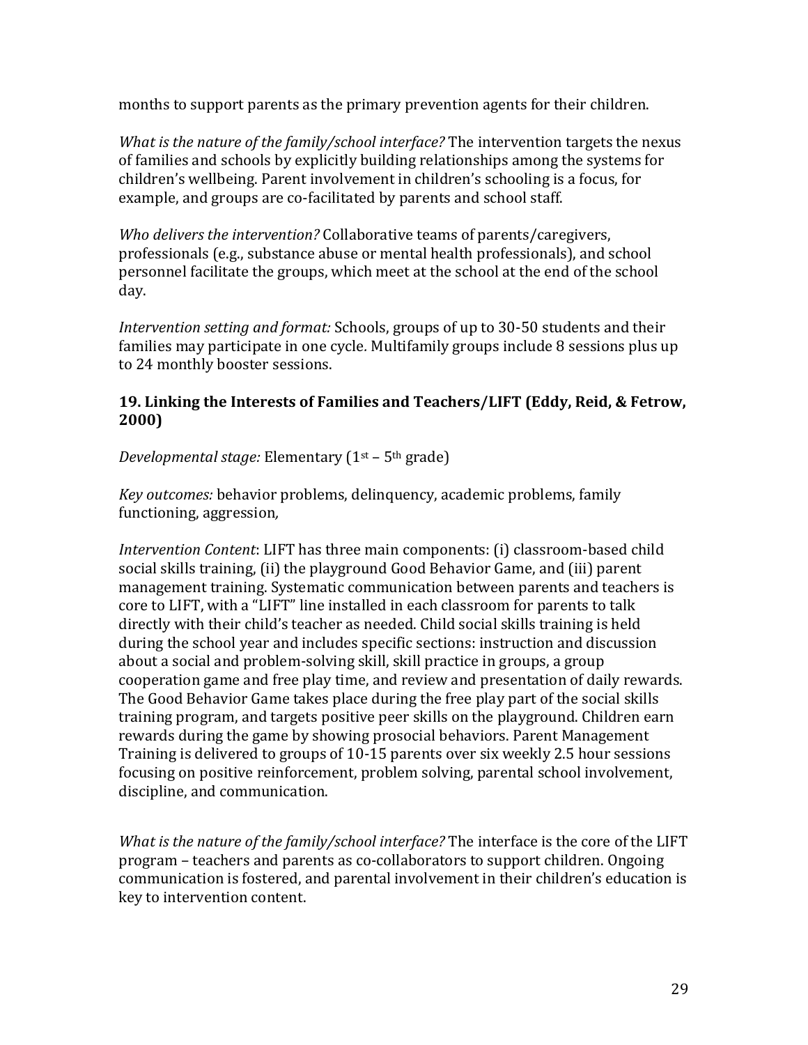months to support parents as the primary prevention agents for their children.

*What is the nature of the family/school interface?* The intervention targets the nexus of families and schools by explicitly building relationships among the systems for children's wellbeing. Parent involvement in children's schooling is a focus, for example, and groups are co-facilitated by parents and school staff.

*Who delivers the intervention?* Collaborative teams of parents/caregivers, professionals (e.g., substance abuse or mental health professionals), and school personnel facilitate the groups, which meet at the school at the end of the school day.

*Intervention setting and format:* Schools, groups of up to 30-50 students and their families may participate in one cycle. Multifamily groups include 8 sessions plus up to 24 monthly booster sessions.

### 19. Linking the Interests of Families and Teachers/LIFT (Eddy, Reid, & Fetrow, 2000)

*Developmental stage:* Elementary (1st – 5th grade)

*Key outcomes:* behavior problems, delinquency, academic problems, family functioning, aggression*,*

*Intervention Content*: LIFT has three main components: (i) classroom-based child social skills training, (ii) the playground Good Behavior Game, and (iii) parent management training. Systematic communication between parents and teachers is core to LIFT, with a "LIFT" line installed in each classroom for parents to talk directly with their child's teacher as needed. Child social skills training is held during the school year and includes specific sections: instruction and discussion about a social and problem-solving skill, skill practice in groups, a group cooperation game and free play time, and review and presentation of daily rewards. The Good Behavior Game takes place during the free play part of the social skills training program, and targets positive peer skills on the playground. Children earn rewards during the game by showing prosocial behaviors. Parent Management Training is delivered to groups of 10-15 parents over six weekly 2.5 hour sessions focusing on positive reinforcement, problem solving, parental school involvement, discipline, and communication.

*What is the nature of the family/school interface?* The interface is the core of the LIFT program – teachers and parents as co-collaborators to support children. Ongoing communication is fostered, and parental involvement in their children's education is key to intervention content.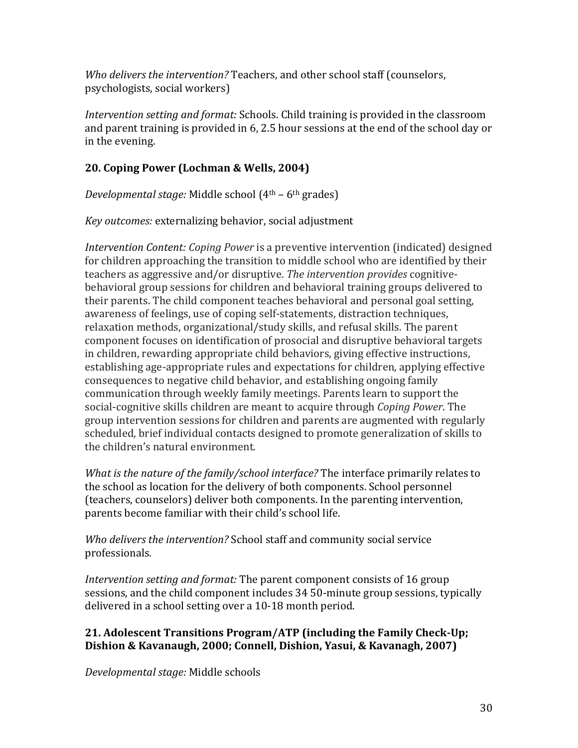*Who delivers the intervention?* Teachers, and other school staff (counselors, psychologists, social workers)

*Intervention setting and format:* Schools. Child training is provided in the classroom and parent training is provided in 6, 2.5 hour sessions at the end of the school day or in the evening.

### 20. Coping Power (Lochman & Wells, 2004)

*Developmental stage:* Middle school (4th – 6th grades)

*Key outcomes:* externalizing behavior, social adjustment

*Intervention Content: Coping Power* is a preventive intervention (indicated) designed for children approaching the transition to middle school who are identified by their teachers as aggressive and/or disruptive. *The intervention provides* cognitive-behavioral group sessions for children and behavioral training groups delivered to their parents. The child component teaches behavioral and personal goal setting, awareness of feelings, use of coping self-statements, distraction techniques, relaxation methods, organizational/study skills, and refusal skills. The parent component focuses on identification of prosocial and disruptive behavioral targets in children, rewarding appropriate child behaviors, giving effective instructions, establishing age-appropriate rules and expectations for children, applying effective consequences to negative child behavior, and establishing ongoing family communication through weekly family meetings. Parents learn to support the social-cognitive skills children are meant to acquire through *Coping Power*. The group intervention sessions for children and parents are augmented with regularly scheduled, brief individual contacts designed to promote generalization of skills to the children's natural environment.

*What is the nature of the family/school interface?* The interface primarily relates to the school as location for the delivery of both components. School personnel (teachers, counselors) deliver both components. In the parenting intervention, parents become familiar with their child's school life.

*Who delivers the intervention?* School staff and community social service professionals*.*

*Intervention setting and format:* The parent component consists of 16 group sessions, and the child component includes 34 50-minute group sessions, typically delivered in a school setting over a 10-18 month period.

### 21. Adolescent Transitions Program/ATP (including the Family Check-Up; Dishion & Kavanaugh, 2000; Connell, Dishion, Yasui, & Kavanagh, 2007)

*Developmental stage:* Middle schools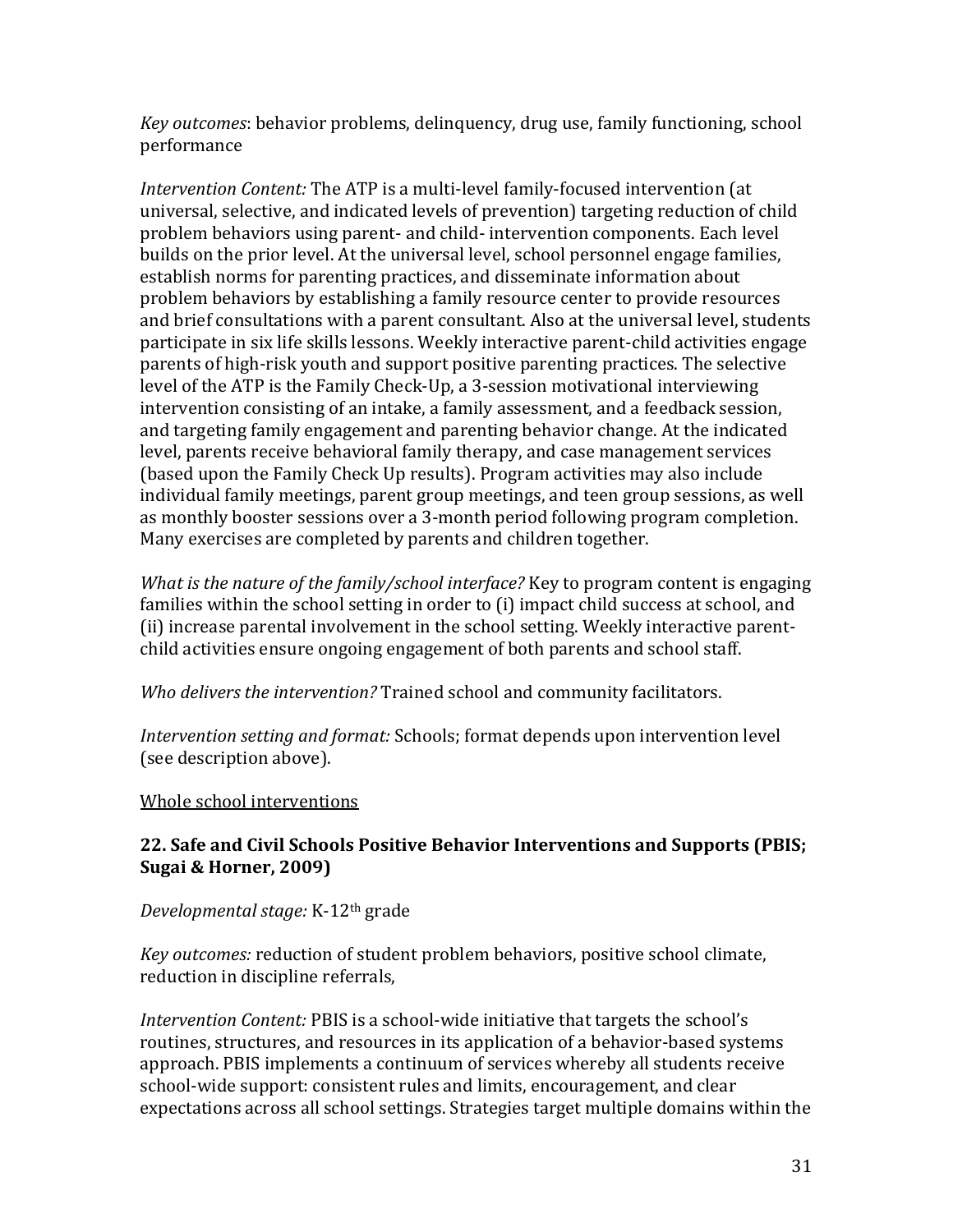*Key outcomes*: behavior problems, delinquency, drug use, family functioning, school performance

*Intervention Content:* The ATP is a multi-level family-focused intervention (at universal, selective, and indicated levels of prevention) targeting reduction of child problem behaviors using parent- and child- intervention components. Each level builds on the prior level. At the universal level, school personnel engage families, establish norms for parenting practices, and disseminate information about problem behaviors by establishing a family resource center to provide resources and brief consultations with a parent consultant. Also at the universal level, students participate in six life skills lessons. Weekly interactive parent-child activities engage parents of high-risk youth and support positive parenting practices. The selective level of the ATP is the Family Check-Up, a 3-session motivational interviewing intervention consisting of an intake, a family assessment, and a feedback session, and targeting family engagement and parenting behavior change. At the indicated level, parents receive behavioral family therapy, and case management services (based upon the Family Check Up results). Program activities may also include individual family meetings, parent group meetings, and teen group sessions, as well as monthly booster sessions over a 3-month period following program completion. Many exercises are completed by parents and children together.

*What is the nature of the family/school interface?* Key to program content is engaging families within the school setting in order to (i) impact child success at school, and (ii) increase parental involvement in the school setting. Weekly interactive parent-child activities ensure ongoing engagement of both parents and school staff.

*Who delivers the intervention?* Trained school and community facilitators.

*Intervention setting and format:* Schools; format depends upon intervention level (see description above).

<u>Whole school interventions</u>

### 22. Safe and Civil Schools Positive Behavior Interventions and Supports (PBIS; Sugai & Horner, 2009)

*Developmental stage:* K-12th grade

*Key outcomes:* reduction of student problem behaviors, positive school climate, reduction in discipline referrals,

*Intervention Content:* PBIS is a school-wide initiative that targets the school's routines, structures, and resources in its application of a behavior-based systems approach. PBIS implements a continuum of services whereby all students receive school-wide support: consistent rules and limits, encouragement, and clear expectations across all school settings. Strategies target multiple domains within the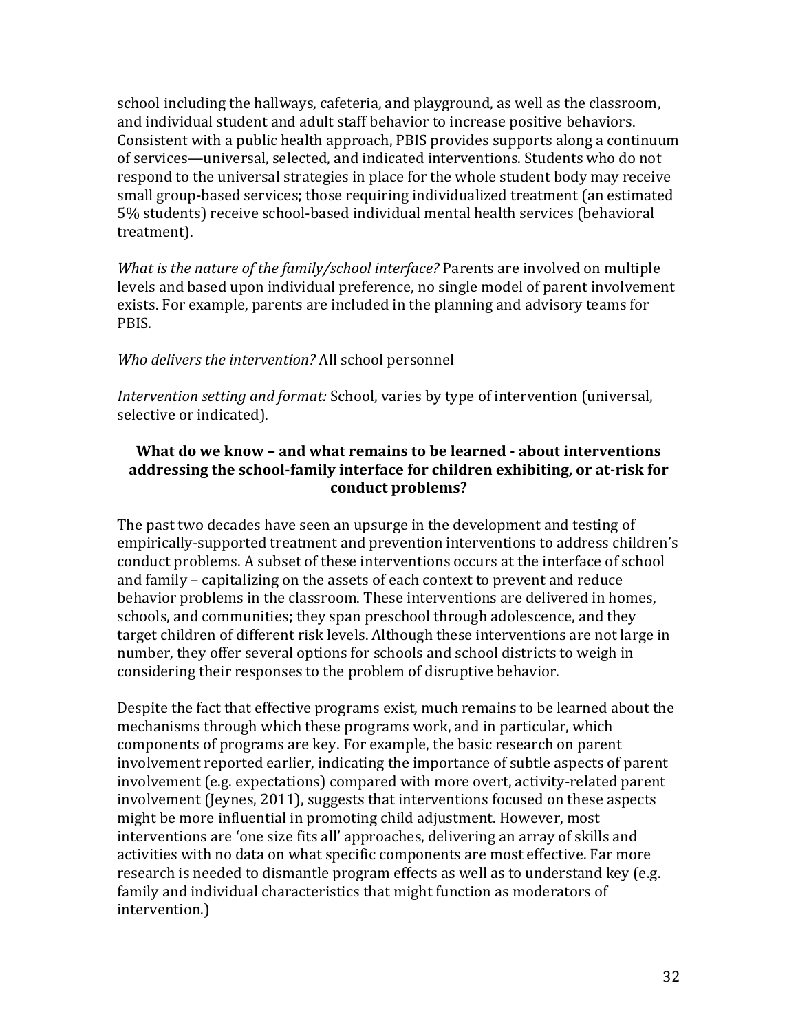school including the hallways, cafeteria, and playground, as well as the classroom, and individual student and adult staff behavior to increase positive behaviors. Consistent with a public health approach, PBIS provides supports along a continuum of services—universal, selected, and indicated interventions. Students who do not respond to the universal strategies in place for the whole student body may receive small group-based services; those requiring individualized treatment (an estimated 5% students) receive school-based individual mental health services (behavioral treatment).

*What is the nature of the family/school interface?* Parents are involved on multiple levels and based upon individual preference, no single model of parent involvement exists. For example, parents are included in the planning and advisory teams for PBIS.

*Who delivers the intervention?* All school personnel

*Intervention setting and format:* School, varies by type of intervention (universal, selective or indicated).

**What do we know – and what remains to be learned - about interventions addressing the school-family interface for children exhibiting, or at-risk for conduct problems?**

The past two decades have seen an upsurge in the development and testing of empirically-supported treatment and prevention interventions to address children's conduct problems. A subset of these interventions occurs at the interface of school and family – capitalizing on the assets of each context to prevent and reduce behavior problems in the classroom. These interventions are delivered in homes, schools, and communities; they span preschool through adolescence, and they target children of different risk levels. Although these interventions are not large in number, they offer several options for schools and school districts to weigh in considering their responses to the problem of disruptive behavior.

Despite the fact that effective programs exist, much remains to be learned about the mechanisms through which these programs work, and in particular, which components of programs are key. For example, the basic research on parent involvement reported earlier, indicating the importance of subtle aspects of parent involvement (e.g. expectations) compared with more overt, activity-related parent involvement (Jeynes, 2011), suggests that interventions focused on these aspects might be more influential in promoting child adjustment. However, most interventions are 'one size fits all' approaches, delivering an array of skills and activities with no data on what specific components are most effective. Far more research is needed to dismantle program effects as well as to understand key (e.g. family and individual characteristics that might function as moderators of intervention.)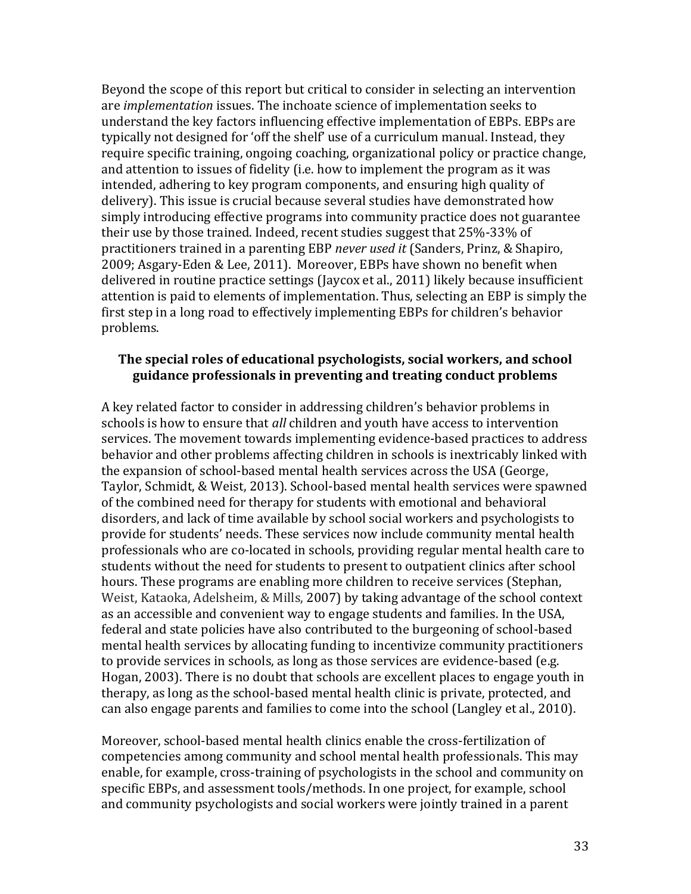Beyond the scope of this report but critical to consider in selecting an intervention are *implementation* issues. The inchoate science of implementation seeks to understand the key factors influencing effective implementation of EBPs. EBPs are typically not designed for 'off the shelf' use of a curriculum manual. Instead, they require specific training, ongoing coaching, organizational policy or practice change, and attention to issues of fidelity (i.e. how to implement the program as it was intended, adhering to key program components, and ensuring high quality of delivery). This issue is crucial because several studies have demonstrated how simply introducing effective programs into community practice does not guarantee their use by those trained. Indeed, recent studies suggest that 25%-33% of practitioners trained in a parenting EBP *never used it* (Sanders, Prinz, & Shapiro, 2009; Asgary-Eden & Lee, 2011). Moreover, EBPs have shown no benefit when delivered in routine practice settings (Jaycox et al., 2011) likely because insufficient attention is paid to elements of implementation. Thus, selecting an EBP is simply the first step in a long road to effectively implementing EBPs for children's behavior problems.

### The special roles of educational psychologists, social workers, and school guidance professionals in preventing and treating conduct problems

A key related factor to consider in addressing children's behavior problems in schools is how to ensure that *all* children and youth have access to intervention services. The movement towards implementing evidence-based practices to address behavior and other problems affecting children in schools is inextricably linked with the expansion of school-based mental health services across the USA (George, Taylor, Schmidt, & Weist, 2013). School-based mental health services were spawned of the combined need for therapy for students with emotional and behavioral disorders, and lack of time available by school social workers and psychologists to provide for students' needs. These services now include community mental health professionals who are co-located in schools, providing regular mental health care to students without the need for students to present to outpatient clinics after school hours. These programs are enabling more children to receive services (Stephan, Weist, Kataoka, Adelsheim, & Mills, 2007) by taking advantage of the school context as an accessible and convenient way to engage students and families. In the USA, federal and state policies have also contributed to the burgeoning of school-based mental health services by allocating funding to incentivize community practitioners to provide services in schools, as long as those services are evidence-based (e.g. Hogan, 2003). There is no doubt that schools are excellent places to engage youth in therapy, as long as the school-based mental health clinic is private, protected, and can also engage parents and families to come into the school (Langley et al., 2010).

Moreover, school-based mental health clinics enable the cross-fertilization of competencies among community and school mental health professionals. This may enable, for example, cross-training of psychologists in the school and community on specific EBPs, and assessment tools/methods. In one project, for example, school and community psychologists and social workers were jointly trained in a parent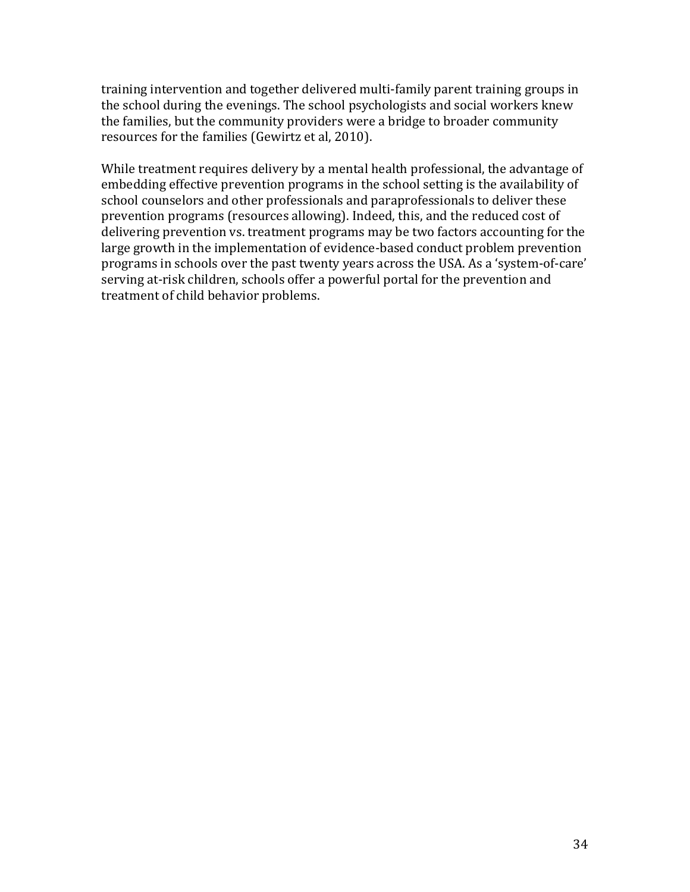training intervention and together delivered multi-family parent training groups in the school during the evenings. The school psychologists and social workers knew the families, but the community providers were a bridge to broader community resources for the families (Gewirtz et al, 2010).

While treatment requires delivery by a mental health professional, the advantage of embedding effective prevention programs in the school setting is the availability of school counselors and other professionals and paraprofessionals to deliver these prevention programs (resources allowing). Indeed, this, and the reduced cost of delivering prevention vs. treatment programs may be two factors accounting for the large growth in the implementation of evidence-based conduct problem prevention programs in schools over the past twenty years across the USA. As a 'system-of-care' serving at-risk children, schools offer a powerful portal for the prevention and treatment of child behavior problems.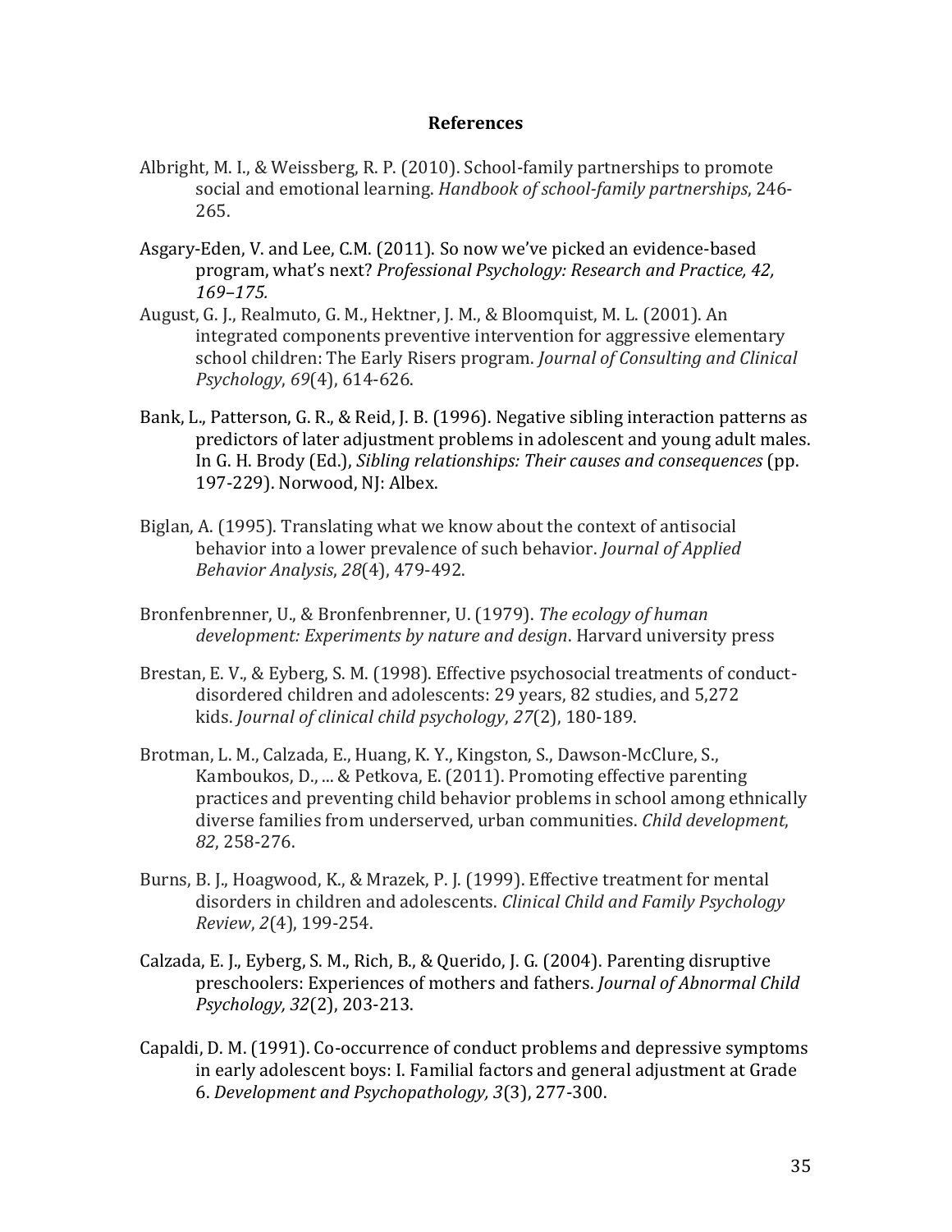## References

Albright, M. I., & Weissberg, R. P. (2010). School-family partnerships to promote social and emotional learning. *Handbook of school-family partnerships*, 246-265.

Asgary-Eden, V. and Lee, C.M. (2011). So now we've picked an evidence-based program, what's next? *Professional Psychology: Research and Practice, 42, 169–175.*

August, G. J., Realmuto, G. M., Hektner, J. M., & Bloomquist, M. L. (2001). An integrated components preventive intervention for aggressive elementary school children: The Early Risers program. *Journal of Consulting and Clinical Psychology*, *69*(4), 614-626.

Bank, L., Patterson, G. R., & Reid, J. B. (1996). Negative sibling interaction patterns as predictors of later adjustment problems in adolescent and young adult males. In G. H. Brody (Ed.), *Sibling relationships: Their causes and consequences* (pp. 197-229). Norwood, NJ: Albex.

Biglan, A. (1995). Translating what we know about the context of antisocial behavior into a lower prevalence of such behavior. *Journal of Applied Behavior Analysis*, *28*(4), 479-492.

Bronfenbrenner, U., & Bronfenbrenner, U. (1979). *The ecology of human development: Experiments by nature and design*. Harvard university press

Brestan, E. V., & Eyberg, S. M. (1998). Effective psychosocial treatments of conduct-disordered children and adolescents: 29 years, 82 studies, and 5,272 kids. *Journal of clinical child psychology*, *27*(2), 180-189.

Brotman, L. M., Calzada, E., Huang, K. Y., Kingston, S., Dawson-McClure, S., Kamboukos, D., ... & Petkova, E. (2011). Promoting effective parenting practices and preventing child behavior problems in school among ethnically diverse families from underserved, urban communities. *Child development*, *82*, 258-276.

Burns, B. J., Hoagwood, K., & Mrazek, P. J. (1999). Effective treatment for mental disorders in children and adolescents. *Clinical Child and Family Psychology Review*, *2*(4), 199-254.

Calzada, E. J., Eyberg, S. M., Rich, B., & Querido, J. G. (2004). Parenting disruptive preschoolers: Experiences of mothers and fathers. *Journal of Abnormal Child Psychology, 32*(2), 203-213.

Capaldi, D. M. (1991). Co-occurrence of conduct problems and depressive symptoms in early adolescent boys: I. Familial factors and general adjustment at Grade 6. *Development and Psychopathology, 3*(3), 277-300.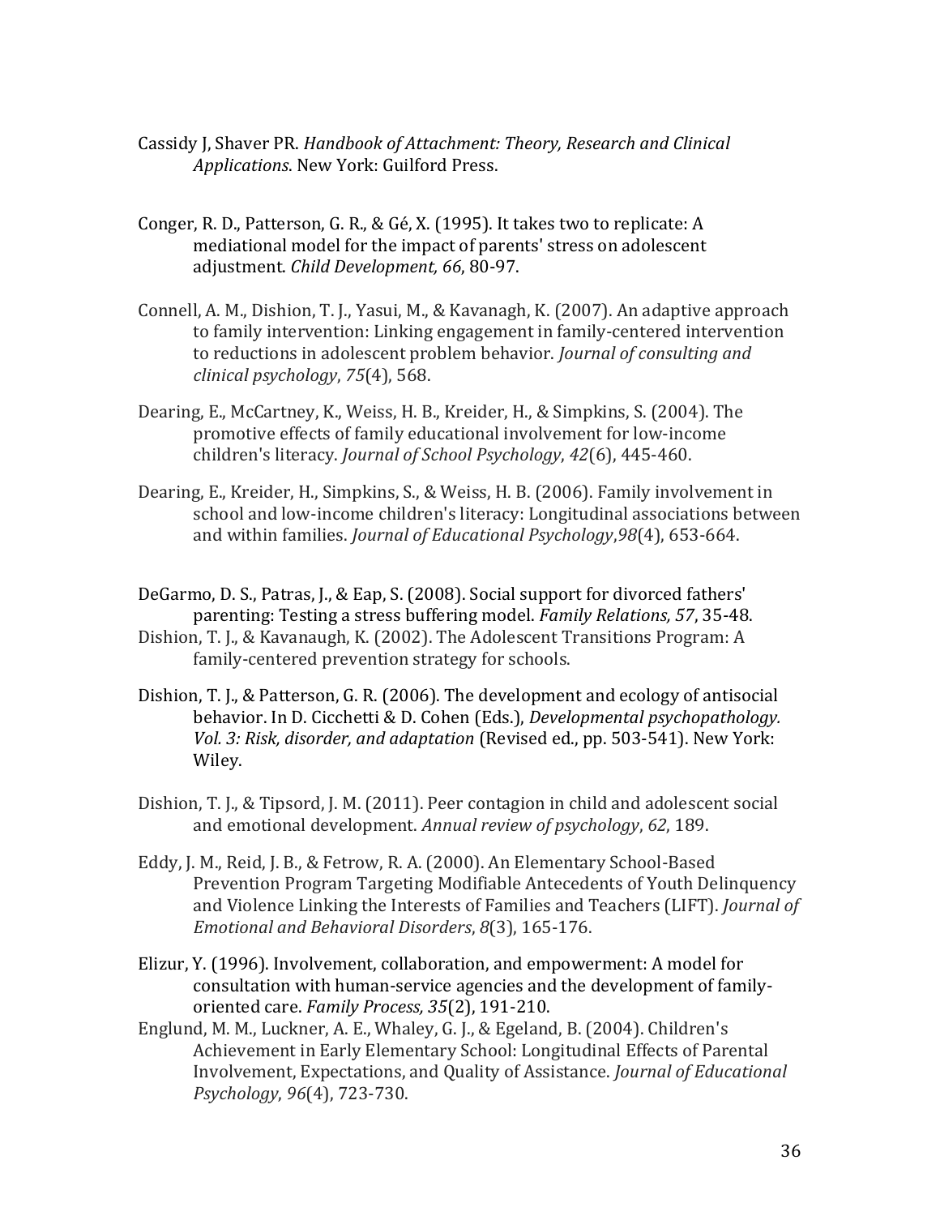Cassidy J, Shaver PR. *Handbook of Attachment: Theory, Research and Clinical Applications*. New York: Guilford Press.

Conger, R. D., Patterson, G. R., & Gé, X. (1995). It takes two to replicate: A mediational model for the impact of parents' stress on adolescent adjustment. *Child Development, 66*, 80-97.

Connell, A. M., Dishion, T. J., Yasui, M., & Kavanagh, K. (2007). An adaptive approach to family intervention: Linking engagement in family-centered intervention to reductions in adolescent problem behavior. *Journal of consulting and clinical psychology*, *75*(4), 568.

Dearing, E., McCartney, K., Weiss, H. B., Kreider, H., & Simpkins, S. (2004). The promotive effects of family educational involvement for low-income children's literacy. *Journal of School Psychology*, *42*(6), 445-460.

Dearing, E., Kreider, H., Simpkins, S., & Weiss, H. B. (2006). Family involvement in school and low-income children's literacy: Longitudinal associations between and within families. *Journal of Educational Psychology*,*98*(4), 653-664.

DeGarmo, D. S., Patras, J., & Eap, S. (2008). Social support for divorced fathers' parenting: Testing a stress buffering model. *Family Relations, 57*, 35-48.

Dishion, T. J., & Kavanaugh, K. (2002). The Adolescent Transitions Program: A family-centered prevention strategy for schools.

Dishion, T. J., & Patterson, G. R. (2006). The development and ecology of antisocial behavior. In D. Cicchetti & D. Cohen (Eds.), *Developmental psychopathology. Vol. 3: Risk, disorder, and adaptation* (Revised ed., pp. 503-541). New York: Wiley.

Dishion, T. J., & Tipsord, J. M. (2011). Peer contagion in child and adolescent social and emotional development. *Annual review of psychology*, *62*, 189.

Eddy, J. M., Reid, J. B., & Fetrow, R. A. (2000). An Elementary School-Based Prevention Program Targeting Modifiable Antecedents of Youth Delinquency and Violence Linking the Interests of Families and Teachers (LIFT). *Journal of Emotional and Behavioral Disorders*, *8*(3), 165-176.

Elizur, Y. (1996). Involvement, collaboration, and empowerment: A model for consultation with human-service agencies and the development of family-oriented care. *Family Process, 35*(2), 191-210.

Englund, M. M., Luckner, A. E., Whaley, G. J., & Egeland, B. (2004). Children's Achievement in Early Elementary School: Longitudinal Effects of Parental Involvement, Expectations, and Quality of Assistance. *Journal of Educational Psychology*, *96*(4), 723-730.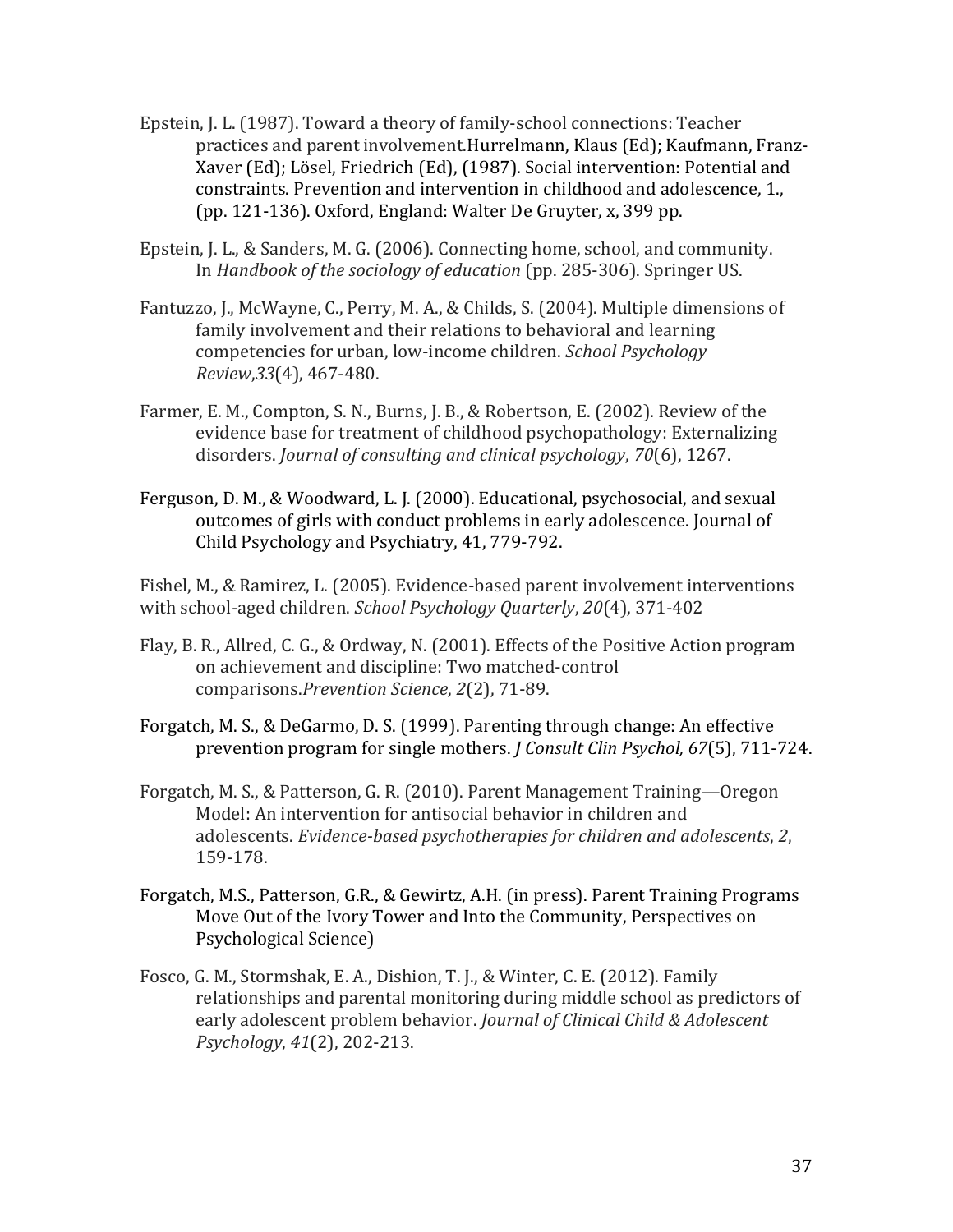Epstein, J. L. (1987). Toward a theory of family-school connections: Teacher practices and parent involvement.Hurrelmann, Klaus (Ed); Kaufmann, Franz-Xaver (Ed); Lösel, Friedrich (Ed), (1987). Social intervention: Potential and constraints. Prevention and intervention in childhood and adolescence, 1., (pp. 121-136). Oxford, England: Walter De Gruyter, x, 399 pp.

Epstein, J. L., & Sanders, M. G. (2006). Connecting home, school, and community. In *Handbook of the sociology of education* (pp. 285-306). Springer US.

Fantuzzo, J., McWayne, C., Perry, M. A., & Childs, S. (2004). Multiple dimensions of family involvement and their relations to behavioral and learning competencies for urban, low-income children. *School Psychology Review*,*33*(4), 467-480.

Farmer, E. M., Compton, S. N., Burns, J. B., & Robertson, E. (2002). Review of the evidence base for treatment of childhood psychopathology: Externalizing disorders. *Journal of consulting and clinical psychology*, *70*(6), 1267.

Ferguson, D. M., & Woodward, L. J. (2000). Educational, psychosocial, and sexual outcomes of girls with conduct problems in early adolescence. Journal of Child Psychology and Psychiatry, 41, 779-792.

Fishel, M., & Ramirez, L. (2005). Evidence-based parent involvement interventions with school-aged children. *School Psychology Quarterly*, *20*(4), 371-402

Flay, B. R., Allred, C. G., & Ordway, N. (2001). Effects of the Positive Action program on achievement and discipline: Two matched-control comparisons.*Prevention Science*, *2*(2), 71-89.

Forgatch, M. S., & DeGarmo, D. S. (1999). Parenting through change: An effective prevention program for single mothers. *J Consult Clin Psychol, 67*(5), 711-724.

Forgatch, M. S., & Patterson, G. R. (2010). Parent Management Training—Oregon Model: An intervention for antisocial behavior in children and adolescents. *Evidence-based psychotherapies for children and adolescents*, *2*, 159-178.

Forgatch, M.S., Patterson, G.R., & Gewirtz, A.H. (in press). Parent Training Programs Move Out of the Ivory Tower and Into the Community, Perspectives on Psychological Science)

Fosco, G. M., Stormshak, E. A., Dishion, T. J., & Winter, C. E. (2012). Family relationships and parental monitoring during middle school as predictors of early adolescent problem behavior. *Journal of Clinical Child & Adolescent Psychology*, *41*(2), 202-213.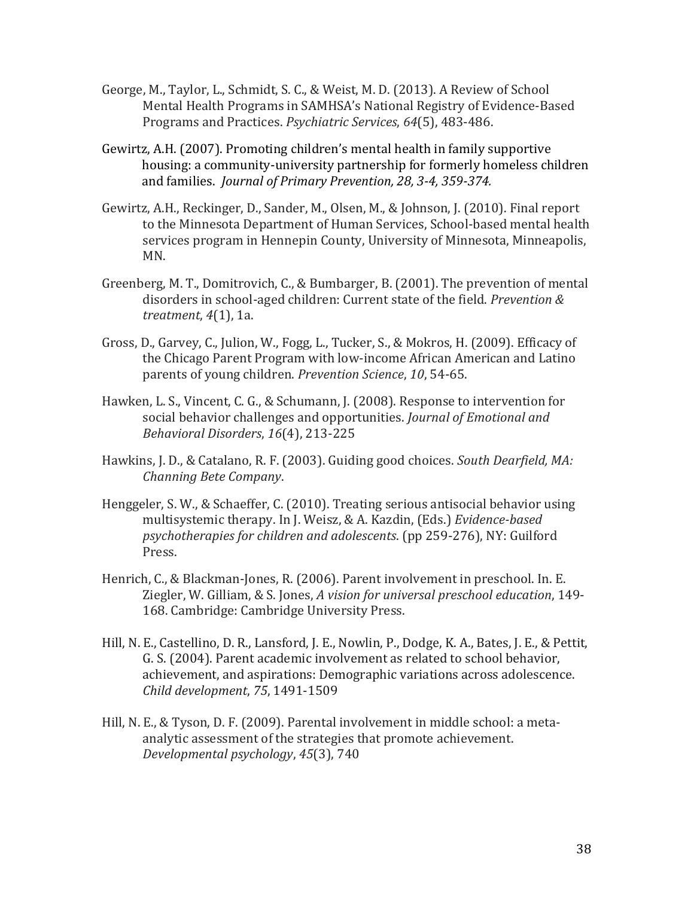George, M., Taylor, L., Schmidt, S. C., & Weist, M. D. (2013). A Review of School Mental Health Programs in SAMHSA's National Registry of Evidence-Based Programs and Practices. *Psychiatric Services*, *64*(5), 483-486.

Gewirtz, A.H. (2007). Promoting children's mental health in family supportive housing: a community-university partnership for formerly homeless children and families. *Journal of Primary Prevention, 28, 3-4, 359-374.*

Gewirtz, A.H., Reckinger, D., Sander, M., Olsen, M., & Johnson, J. (2010). Final report to the Minnesota Department of Human Services, School-based mental health services program in Hennepin County, University of Minnesota, Minneapolis, MN.

Greenberg, M. T., Domitrovich, C., & Bumbarger, B. (2001). The prevention of mental disorders in school-aged children: Current state of the field. *Prevention & treatment*, *4*(1), 1a.

Gross, D., Garvey, C., Julion, W., Fogg, L., Tucker, S., & Mokros, H. (2009). Efficacy of the Chicago Parent Program with low-income African American and Latino parents of young children. *Prevention Science*, *10*, 54-65.

Hawken, L. S., Vincent, C. G., & Schumann, J. (2008). Response to intervention for social behavior challenges and opportunities. *Journal of Emotional and Behavioral Disorders*, *16*(4), 213-225

Hawkins, J. D., & Catalano, R. F. (2003). Guiding good choices. *South Dearfield, MA: Channing Bete Company*.

Henggeler, S. W., & Schaeffer, C. (2010). Treating serious antisocial behavior using multisystemic therapy. In J. Weisz, & A. Kazdin, (Eds.) *Evidence-based psychotherapies for children and adolescents*. (pp 259-276), NY: Guilford Press.

Henrich, C., & Blackman-Jones, R. (2006). Parent involvement in preschool. In. E. Ziegler, W. Gilliam, & S. Jones, *A vision for universal preschool education*, 149-168. Cambridge: Cambridge University Press.

Hill, N. E., Castellino, D. R., Lansford, J. E., Nowlin, P., Dodge, K. A., Bates, J. E., & Pettit, G. S. (2004). Parent academic involvement as related to school behavior, achievement, and aspirations: Demographic variations across adolescence. *Child development*, *75*, 1491-1509

Hill, N. E., & Tyson, D. F. (2009). Parental involvement in middle school: a meta-analytic assessment of the strategies that promote achievement. *Developmental psychology*, *45*(3), 740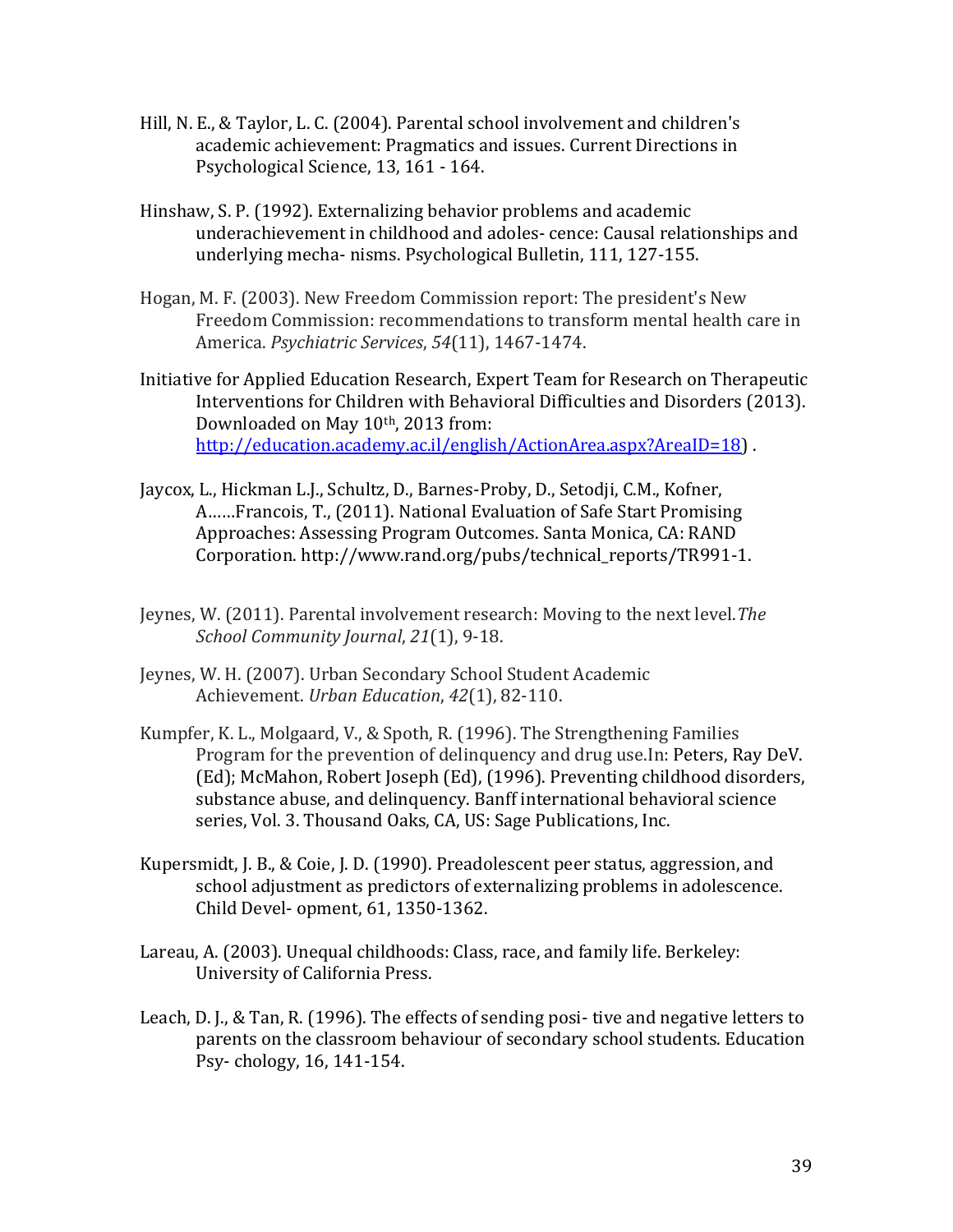Hill, N. E., & Taylor, L. C. (2004). Parental school involvement and children's academic achievement: Pragmatics and issues. Current Directions in Psychological Science, 13, 161 - 164.

Hinshaw, S. P. (1992). Externalizing behavior problems and academic underachievement in childhood and adoles- cence: Causal relationships and underlying mecha- nisms. Psychological Bulletin, 111, 127-155.

Hogan, M. F. (2003). New Freedom Commission report: The president's New Freedom Commission: recommendations to transform mental health care in America. *Psychiatric Services*, *54*(11), 1467-1474.

Initiative for Applied Education Research, Expert Team for Research on Therapeutic Interventions for Children with Behavioral Difficulties and Disorders (2013). Downloaded on May 10th, 2013 from: [http://education.academy.ac.il/english/ActionArea.aspx?AreaID=18](http://education.academy.ac.il/english/ActionArea.aspx?AreaID=18)) .

Jaycox, L., Hickman L.J., Schultz, D., Barnes-Proby, D., Setodji, C.M., Kofner, A……Francois, T., (2011). National Evaluation of Safe Start Promising Approaches: Assessing Program Outcomes. Santa Monica, CA: RAND Corporation. http://www.rand.org/pubs/technical_reports/TR991-1.

Jeynes, W. (2011). Parental involvement research: Moving to the next level. *The School Community Journal*, *21*(1), 9-18.

Jeynes, W. H. (2007). Urban Secondary School Student Academic Achievement. *Urban Education*, *42*(1), 82-110.

Kumpfer, K. L., Molgaard, V., & Spoth, R. (1996). The Strengthening Families Program for the prevention of delinquency and drug use.In: Peters, Ray DeV. (Ed); McMahon, Robert Joseph (Ed), (1996). Preventing childhood disorders, substance abuse, and delinquency. Banff international behavioral science series, Vol. 3. Thousand Oaks, CA, US: Sage Publications, Inc.

Kupersmidt, J. B., & Coie, J. D. (1990). Preadolescent peer status, aggression, and school adjustment as predictors of externalizing problems in adolescence. Child Devel- opment, 61, 1350-1362.

Lareau, A. (2003). Unequal childhoods: Class, race, and family life. Berkeley: University of California Press.

Leach, D. J., & Tan, R. (1996). The effects of sending posi- tive and negative letters to parents on the classroom behaviour of secondary school students. Education Psy- chology, 16, 141-154.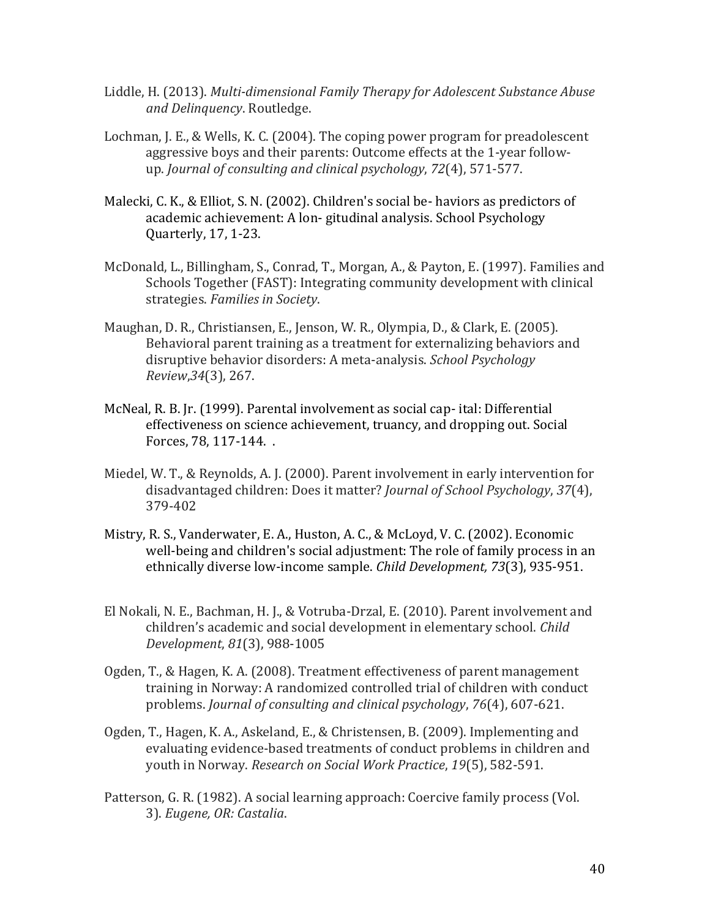Liddle, H. (2013). *Multi-dimensional Family Therapy for Adolescent Substance Abuse and Delinquency*. Routledge.

Lochman, J. E., & Wells, K. C. (2004). The coping power program for preadolescent aggressive boys and their parents: Outcome effects at the 1-year follow-up. *Journal of consulting and clinical psychology*, *72*(4), 571-577.

Malecki, C. K., & Elliot, S. N. (2002). Children's social be- haviors as predictors of academic achievement: A lon- gitudinal analysis. School Psychology Quarterly, 17, 1-23.

McDonald, L., Billingham, S., Conrad, T., Morgan, A., & Payton, E. (1997). Families and Schools Together (FAST): Integrating community development with clinical strategies. *Families in Society*.

Maughan, D. R., Christiansen, E., Jenson, W. R., Olympia, D., & Clark, E. (2005). Behavioral parent training as a treatment for externalizing behaviors and disruptive behavior disorders: A meta-analysis. *School Psychology Review*,*34*(3), 267.

McNeal, R. B. Jr. (1999). Parental involvement as social cap- ital: Differential effectiveness on science achievement, truancy, and dropping out. Social Forces, 78, 117-144. .

Miedel, W. T., & Reynolds, A. J. (2000). Parent involvement in early intervention for disadvantaged children: Does it matter? *Journal of School Psychology*, *37*(4), 379-402

Mistry, R. S., Vanderwater, E. A., Huston, A. C., & McLoyd, V. C. (2002). Economic well-being and children's social adjustment: The role of family process in an ethnically diverse low-income sample. *Child Development, 73*(3), 935-951.

El Nokali, N. E., Bachman, H. J., & Votruba-Drzal, E. (2010). Parent involvement and children's academic and social development in elementary school. *Child Development*, *81*(3), 988-1005

Ogden, T., & Hagen, K. A. (2008). Treatment effectiveness of parent management training in Norway: A randomized controlled trial of children with conduct problems. *Journal of consulting and clinical psychology*, *76*(4), 607-621.

Ogden, T., Hagen, K. A., Askeland, E., & Christensen, B. (2009). Implementing and evaluating evidence-based treatments of conduct problems in children and youth in Norway. *Research on Social Work Practice*, *19*(5), 582-591.

Patterson, G. R. (1982). A social learning approach: Coercive family process (Vol. 3). *Eugene, OR: Castalia*.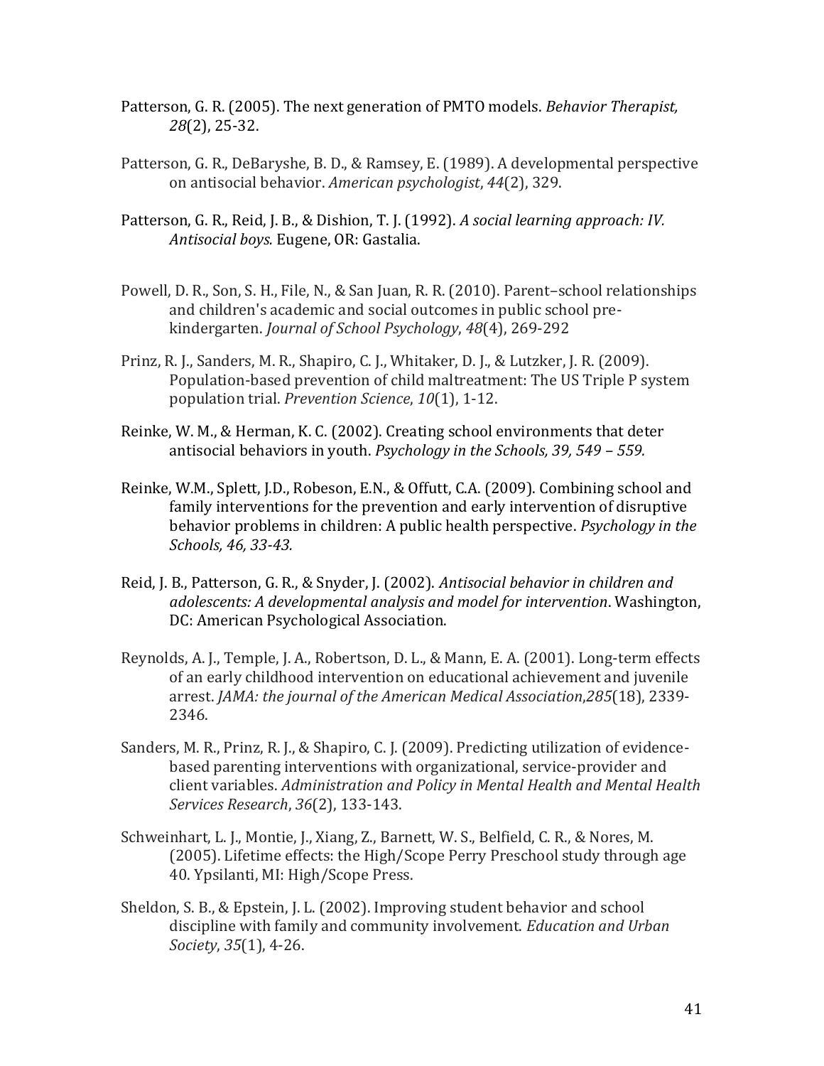Patterson, G. R. (2005). The next generation of PMTO models. *Behavior Therapist, 28*(2), 25-32.

Patterson, G. R., DeBaryshe, B. D., & Ramsey, E. (1989). A developmental perspective on antisocial behavior. *American psychologist*, *44*(2), 329.

Patterson, G. R., Reid, J. B., & Dishion, T. J. (1992). *A social learning approach: IV. Antisocial boys.* Eugene, OR: Gastalia.

Powell, D. R., Son, S. H., File, N., & San Juan, R. R. (2010). Parent–school relationships and children's academic and social outcomes in public school pre-kindergarten. *Journal of School Psychology*, *48*(4), 269-292

Prinz, R. J., Sanders, M. R., Shapiro, C. J., Whitaker, D. J., & Lutzker, J. R. (2009). Population-based prevention of child maltreatment: The US Triple P system population trial. *Prevention Science*, *10*(1), 1-12.

Reinke, W. M., & Herman, K. C. (2002). Creating school environments that deter antisocial behaviors in youth. *Psychology in the Schools, 39, 549 – 559.*

Reinke, W.M., Splett, J.D., Robeson, E.N., & Offutt, C.A. (2009). Combining school and family interventions for the prevention and early intervention of disruptive behavior problems in children: A public health perspective. *Psychology in the Schools, 46, 33-43.*

Reid, J. B., Patterson, G. R., & Snyder, J. (2002). *Antisocial behavior in children and adolescents: A developmental analysis and model for intervention*. Washington, DC: American Psychological Association.

Reynolds, A. J., Temple, J. A., Robertson, D. L., & Mann, E. A. (2001). Long-term effects of an early childhood intervention on educational achievement and juvenile arrest. *JAMA: the journal of the American Medical Association*,*285*(18), 2339-2346.

Sanders, M. R., Prinz, R. J., & Shapiro, C. J. (2009). Predicting utilization of evidence-based parenting interventions with organizational, service-provider and client variables. *Administration and Policy in Mental Health and Mental Health Services Research*, *36*(2), 133-143.

Schweinhart, L. J., Montie, J., Xiang, Z., Barnett, W. S., Belfield, C. R., & Nores, M. (2005). Lifetime effects: the High/Scope Perry Preschool study through age 40. Ypsilanti, MI: High/Scope Press.

Sheldon, S. B., & Epstein, J. L. (2002). Improving student behavior and school discipline with family and community involvement. *Education and Urban Society*, *35*(1), 4-26.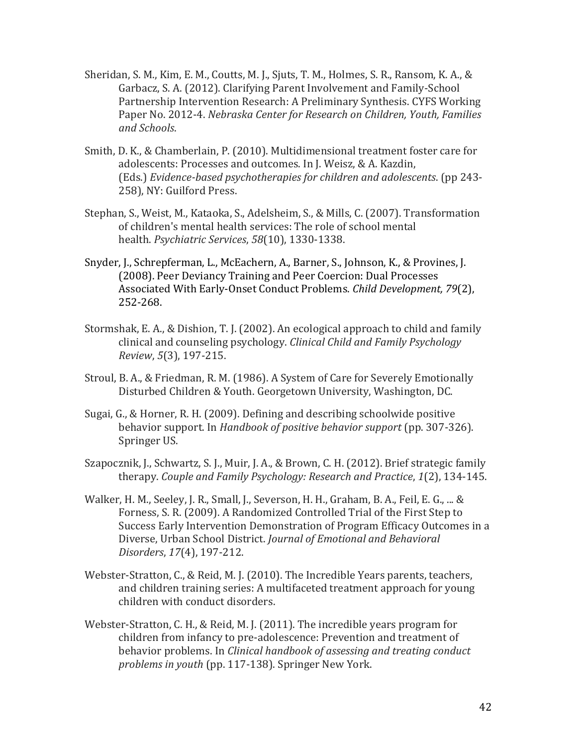Sheridan, S. M., Kim, E. M., Coutts, M. J., Sjuts, T. M., Holmes, S. R., Ransom, K. A., & Garbacz, S. A. (2012). Clarifying Parent Involvement and Family-School Partnership Intervention Research: A Preliminary Synthesis. CYFS Working Paper No. 2012-4. *Nebraska Center for Research on Children, Youth, Families and Schools*.

Smith, D. K., & Chamberlain, P. (2010). Multidimensional treatment foster care for adolescents: Processes and outcomes. In J. Weisz, & A. Kazdin, (Eds.) *Evidence-based psychotherapies for children and adolescents*. (pp 243-258), NY: Guilford Press.

Stephan, S., Weist, M., Kataoka, S., Adelsheim, S., & Mills, C. (2007). Transformation of children's mental health services: The role of school mental health. *Psychiatric Services*, *58*(10), 1330-1338.

Snyder, J., Schrepferman, L., McEachern, A., Barner, S., Johnson, K., & Provines, J. (2008). Peer Deviancy Training and Peer Coercion: Dual Processes Associated With Early-Onset Conduct Problems. *Child Development, 79*(2), 252-268.

Stormshak, E. A., & Dishion, T. J. (2002). An ecological approach to child and family clinical and counseling psychology. *Clinical Child and Family Psychology Review*, *5*(3), 197-215.

Stroul, B. A., & Friedman, R. M. (1986). A System of Care for Severely Emotionally Disturbed Children & Youth. Georgetown University, Washington, DC.

Sugai, G., & Horner, R. H. (2009). Defining and describing schoolwide positive behavior support. In *Handbook of positive behavior support* (pp. 307-326). Springer US.

Szapocznik, J., Schwartz, S. J., Muir, J. A., & Brown, C. H. (2012). Brief strategic family therapy. *Couple and Family Psychology: Research and Practice*, *1*(2), 134-145.

Walker, H. M., Seeley, J. R., Small, J., Severson, H. H., Graham, B. A., Feil, E. G., ... & Forness, S. R. (2009). A Randomized Controlled Trial of the First Step to Success Early Intervention Demonstration of Program Efficacy Outcomes in a Diverse, Urban School District. *Journal of Emotional and Behavioral Disorders*, *17*(4), 197-212.

Webster-Stratton, C., & Reid, M. J. (2010). The Incredible Years parents, teachers, and children training series: A multifaceted treatment approach for young children with conduct disorders.

Webster-Stratton, C. H., & Reid, M. J. (2011). The incredible years program for children from infancy to pre-adolescence: Prevention and treatment of behavior problems. In *Clinical handbook of assessing and treating conduct problems in youth* (pp. 117-138). Springer New York.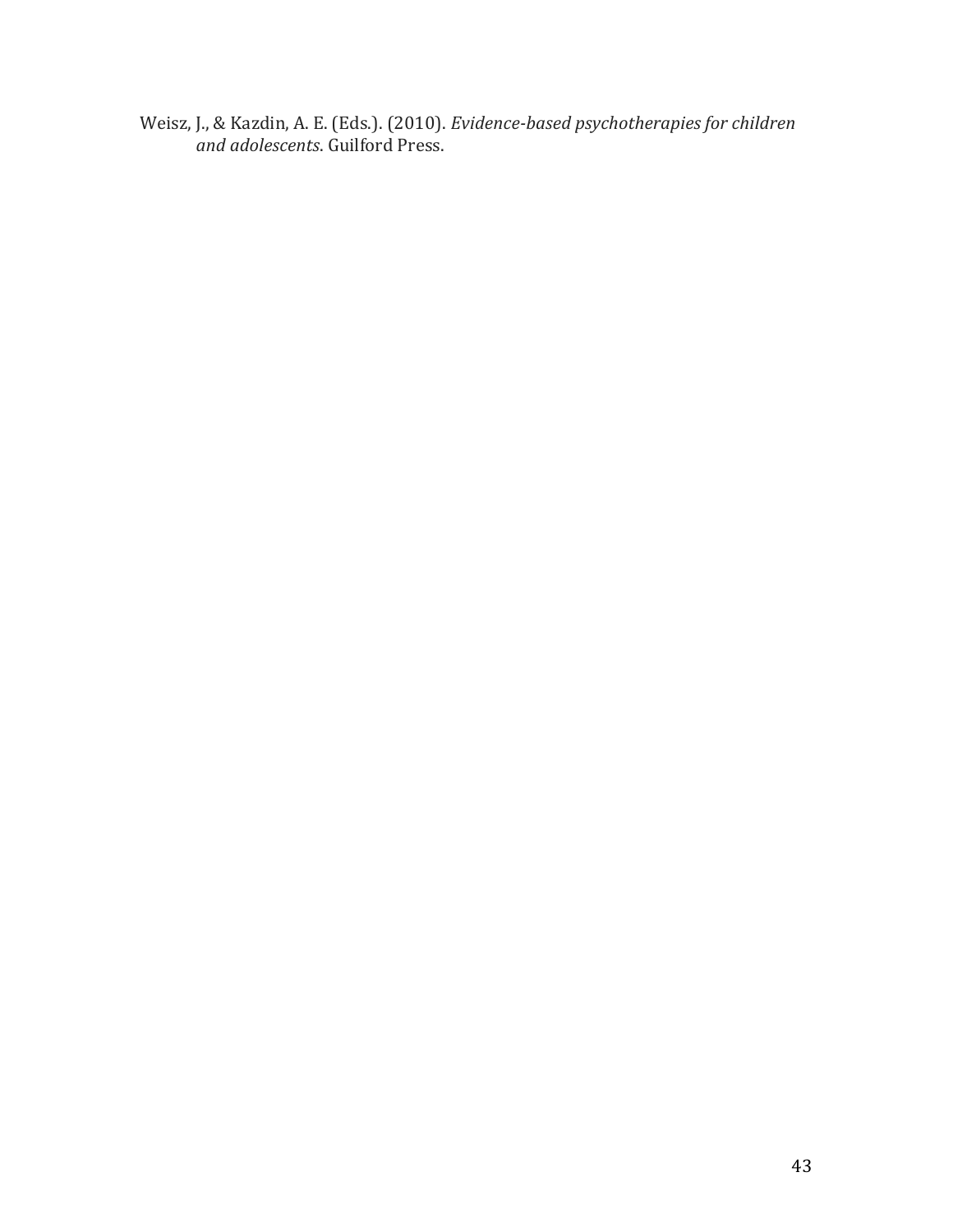Weisz, J., & Kazdin, A. E. (Eds.). (2010). *Evidence-based psychotherapies for children and adolescents*. Guilford Press.